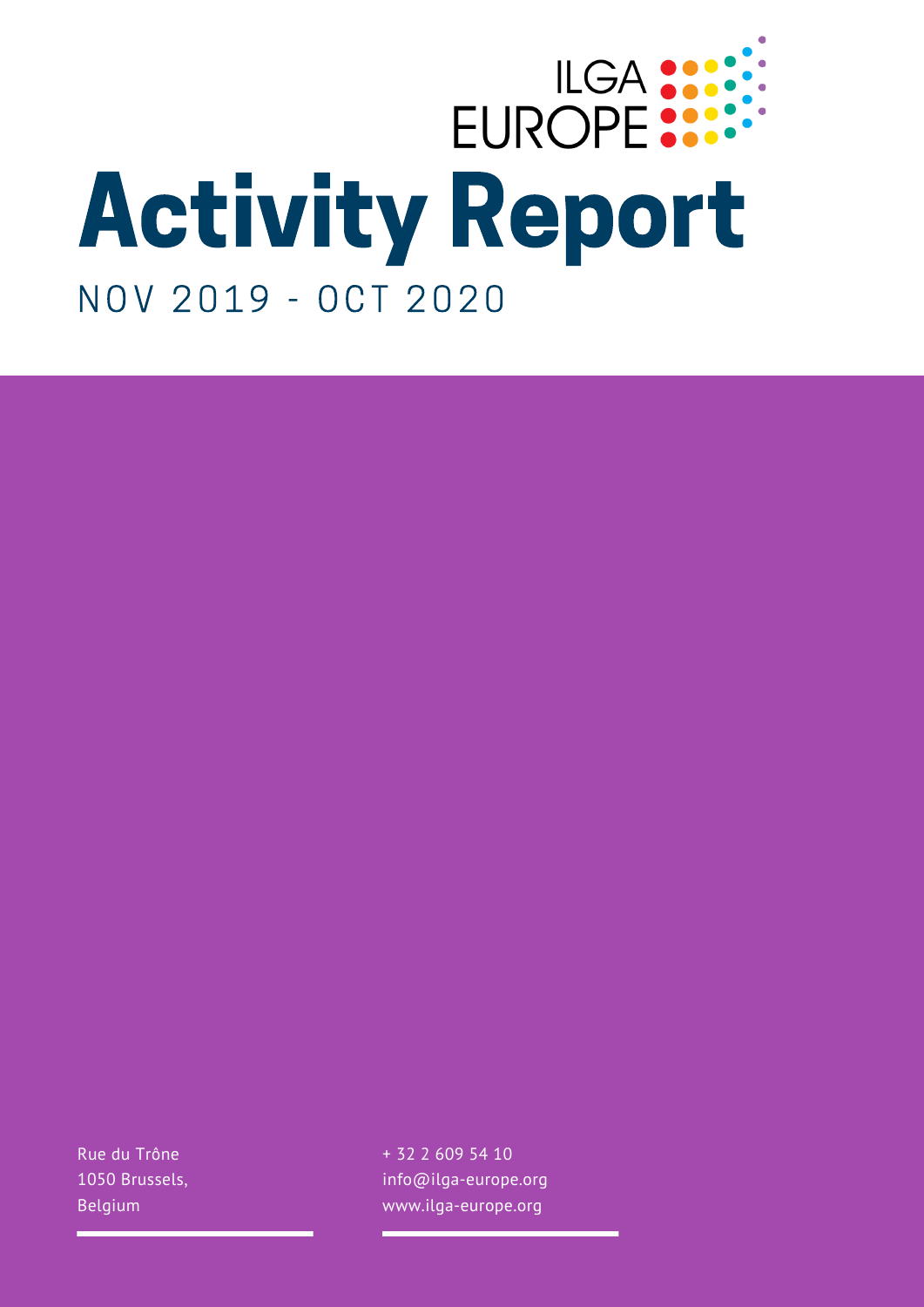ILGA EUROPE

# Activity Report

NOV 2019 - OCT 2020

Rue du Trône
1050 Brussels,
Belgium

+ 32 2 609 54 10
info@ilga-europe.org
www.ilga-europe.org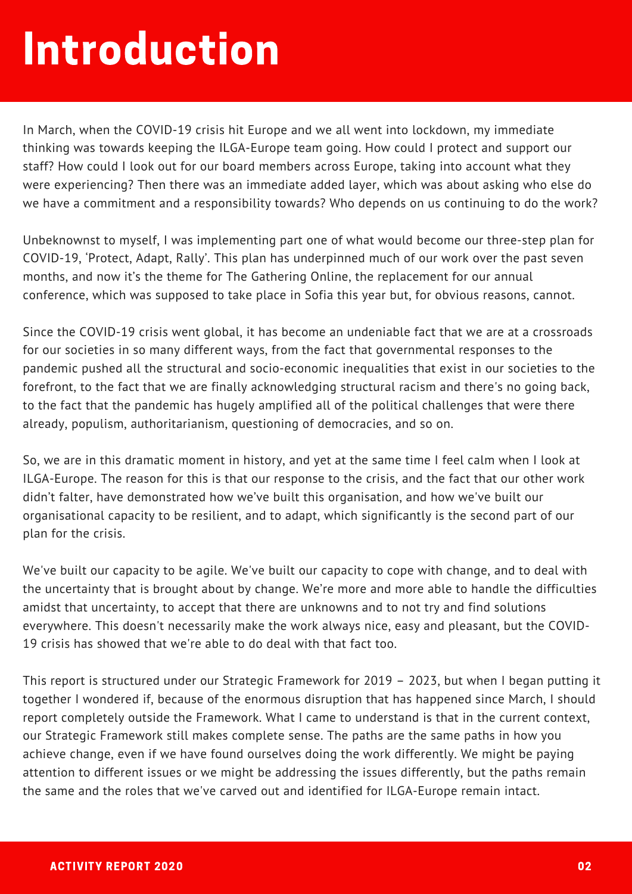# Introduction

In March, when the COVID-19 crisis hit Europe and we all went into lockdown, my immediate thinking was towards keeping the ILGA-Europe team going. How could I protect and support our staff? How could I look out for our board members across Europe, taking into account what they were experiencing? Then there was an immediate added layer, which was about asking who else do we have a commitment and a responsibility towards? Who depends on us continuing to do the work?

Unbeknownst to myself, I was implementing part one of what would become our three-step plan for COVID-19, 'Protect, Adapt, Rally'. This plan has underpinned much of our work over the past seven months, and now it's the theme for The Gathering Online, the replacement for our annual conference, which was supposed to take place in Sofia this year but, for obvious reasons, cannot.

Since the COVID-19 crisis went global, it has become an undeniable fact that we are at a crossroads for our societies in so many different ways, from the fact that governmental responses to the pandemic pushed all the structural and socio-economic inequalities that exist in our societies to the forefront, to the fact that we are finally acknowledging structural racism and there's no going back, to the fact that the pandemic has hugely amplified all of the political challenges that were there already, populism, authoritarianism, questioning of democracies, and so on.

So, we are in this dramatic moment in history, and yet at the same time I feel calm when I look at ILGA-Europe. The reason for this is that our response to the crisis, and the fact that our other work didn't falter, have demonstrated how we've built this organisation, and how we've built our organisational capacity to be resilient, and to adapt, which significantly is the second part of our plan for the crisis.

We've built our capacity to be agile. We've built our capacity to cope with change, and to deal with the uncertainty that is brought about by change. We're more and more able to handle the difficulties amidst that uncertainty, to accept that there are unknowns and to not try and find solutions everywhere. This doesn't necessarily make the work always nice, easy and pleasant, but the COVID-19 crisis has showed that we're able to do deal with that fact too.

This report is structured under our Strategic Framework for 2019 – 2023, but when I began putting it together I wondered if, because of the enormous disruption that has happened since March, I should report completely outside the Framework. What I came to understand is that in the current context, our Strategic Framework still makes complete sense. The paths are the same paths in how you achieve change, even if we have found ourselves doing the work differently. We might be paying attention to different issues or we might be addressing the issues differently, but the paths remain the same and the roles that we've carved out and identified for ILGA-Europe remain intact.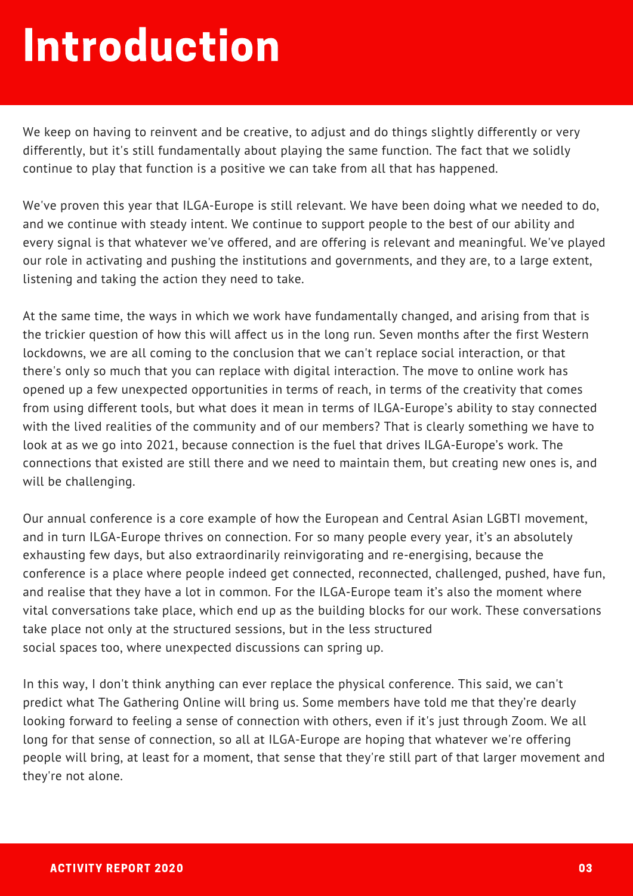# Introduction

We keep on having to reinvent and be creative, to adjust and do things slightly differently or very differently, but it's still fundamentally about playing the same function. The fact that we solidly continue to play that function is a positive we can take from all that has happened.

We've proven this year that ILGA-Europe is still relevant. We have been doing what we needed to do, and we continue with steady intent. We continue to support people to the best of our ability and every signal is that whatever we've offered, and are offering is relevant and meaningful. We've played our role in activating and pushing the institutions and governments, and they are, to a large extent, listening and taking the action they need to take.

At the same time, the ways in which we work have fundamentally changed, and arising from that is the trickier question of how this will affect us in the long run. Seven months after the first Western lockdowns, we are all coming to the conclusion that we can't replace social interaction, or that there's only so much that you can replace with digital interaction. The move to online work has opened up a few unexpected opportunities in terms of reach, in terms of the creativity that comes from using different tools, but what does it mean in terms of ILGA-Europe's ability to stay connected with the lived realities of the community and of our members? That is clearly something we have to look at as we go into 2021, because connection is the fuel that drives ILGA-Europe's work. The connections that existed are still there and we need to maintain them, but creating new ones is, and will be challenging.

Our annual conference is a core example of how the European and Central Asian LGBTI movement, and in turn ILGA-Europe thrives on connection. For so many people every year, it's an absolutely exhausting few days, but also extraordinarily reinvigorating and re-energising, because the conference is a place where people indeed get connected, reconnected, challenged, pushed, have fun, and realise that they have a lot in common. For the ILGA-Europe team it's also the moment where vital conversations take place, which end up as the building blocks for our work. These conversations take place not only at the structured sessions, but in the less structured social spaces too, where unexpected discussions can spring up.

In this way, I don't think anything can ever replace the physical conference. This said, we can't predict what The Gathering Online will bring us. Some members have told me that they're dearly looking forward to feeling a sense of connection with others, even if it's just through Zoom. We all long for that sense of connection, so all at ILGA-Europe are hoping that whatever we're offering people will bring, at least for a moment, that sense that they're still part of that larger movement and they're not alone.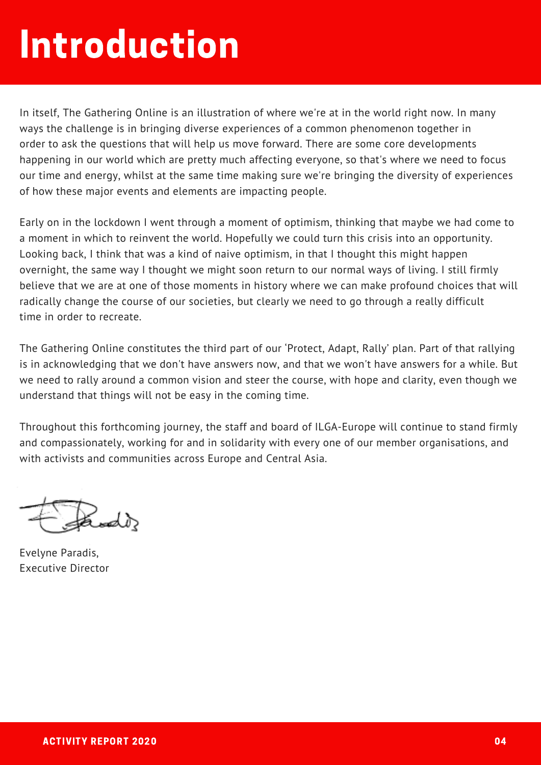# Introduction

In itself, The Gathering Online is an illustration of where we're at in the world right now. In many ways the challenge is in bringing diverse experiences of a common phenomenon together in order to ask the questions that will help us move forward. There are some core developments happening in our world which are pretty much affecting everyone, so that's where we need to focus our time and energy, whilst at the same time making sure we're bringing the diversity of experiences of how these major events and elements are impacting people.

Early on in the lockdown I went through a moment of optimism, thinking that maybe we had come to a moment in which to reinvent the world. Hopefully we could turn this crisis into an opportunity. Looking back, I think that was a kind of naive optimism, in that I thought this might happen overnight, the same way I thought we might soon return to our normal ways of living. I still firmly believe that we are at one of those moments in history where we can make profound choices that will radically change the course of our societies, but clearly we need to go through a really difficult time in order to recreate.

The Gathering Online constitutes the third part of our 'Protect, Adapt, Rally' plan. Part of that rallying is in acknowledging that we don't have answers now, and that we won't have answers for a while. But we need to rally around a common vision and steer the course, with hope and clarity, even though we understand that things will not be easy in the coming time.

Throughout this forthcoming journey, the staff and board of ILGA-Europe will continue to stand firmly and compassionately, working for and in solidarity with every one of our member organisations, and with activists and communities across Europe and Central Asia.

Evelyne Paradis,
Executive Director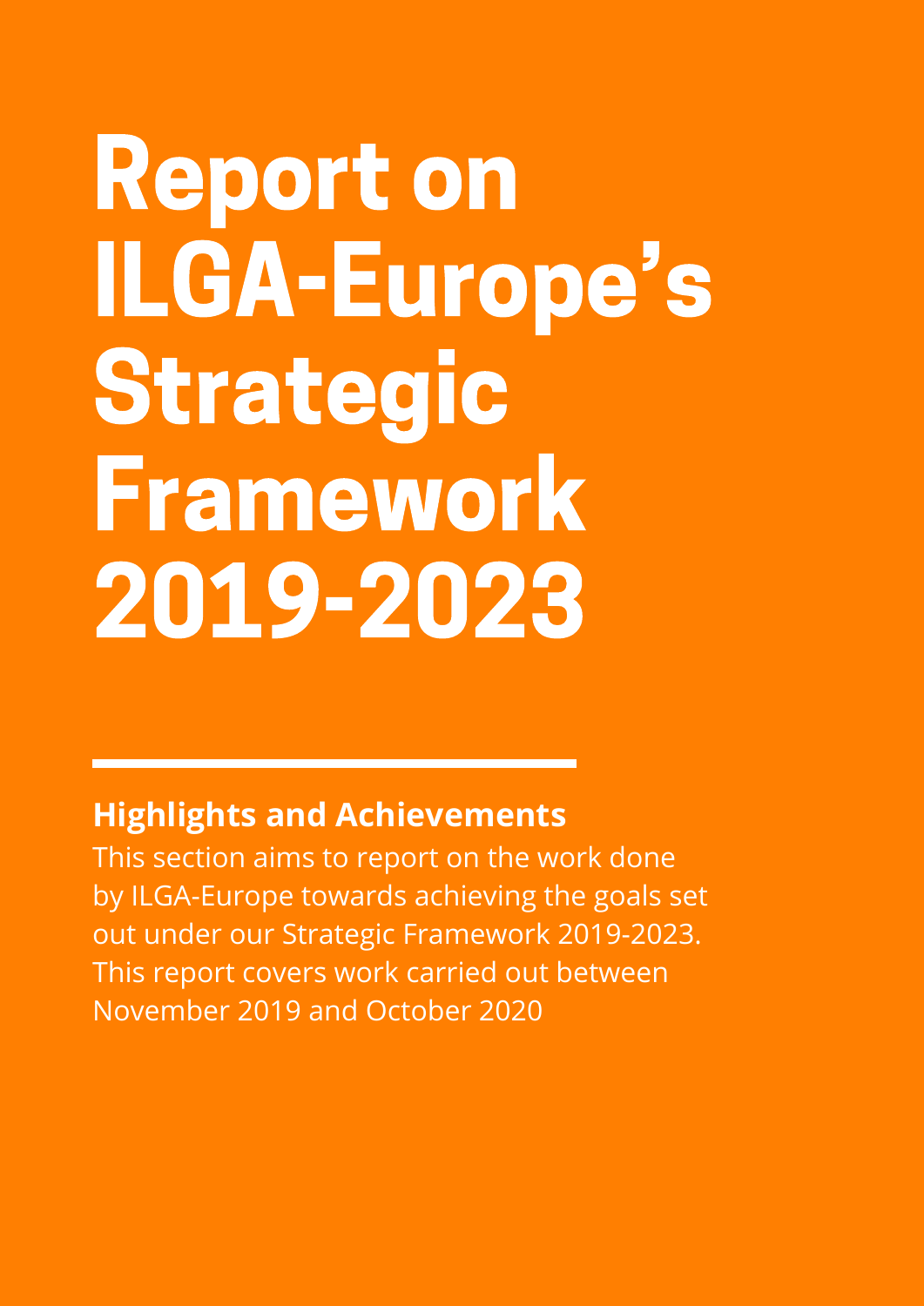# Report on ILGA-Europe's Strategic Framework 2019-2023

## Highlights and Achievements

This section aims to report on the work done by ILGA-Europe towards achieving the goals set out under our Strategic Framework 2019-2023. This report covers work carried out between November 2019 and October 2020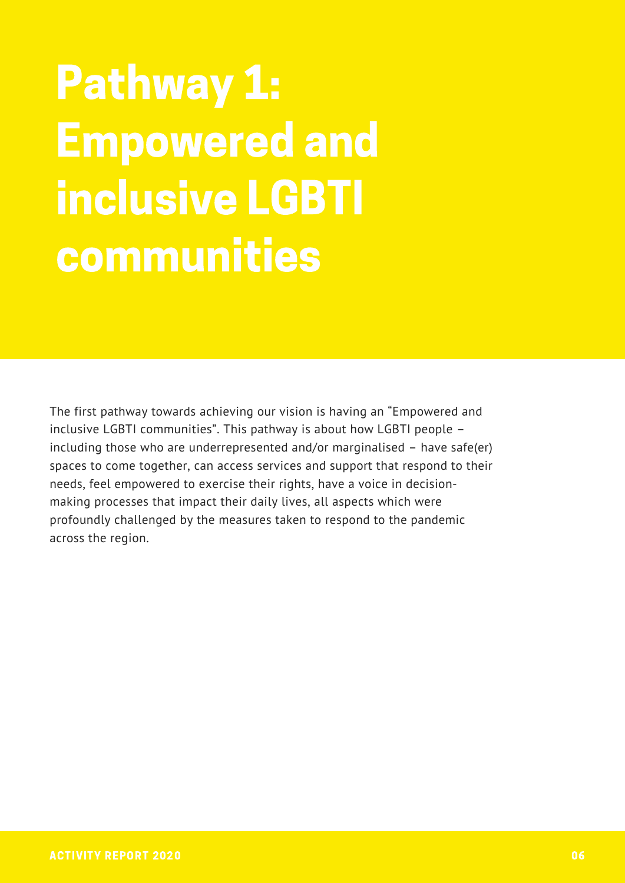# Pathway 1: Empowered and inclusive LGBTI communities

The first pathway towards achieving our vision is having an "Empowered and inclusive LGBTI communities". This pathway is about how LGBTI people – including those who are underrepresented and/or marginalised – have safe(er) spaces to come together, can access services and support that respond to their needs, feel empowered to exercise their rights, have a voice in decision-making processes that impact their daily lives, all aspects which were profoundly challenged by the measures taken to respond to the pandemic across the region.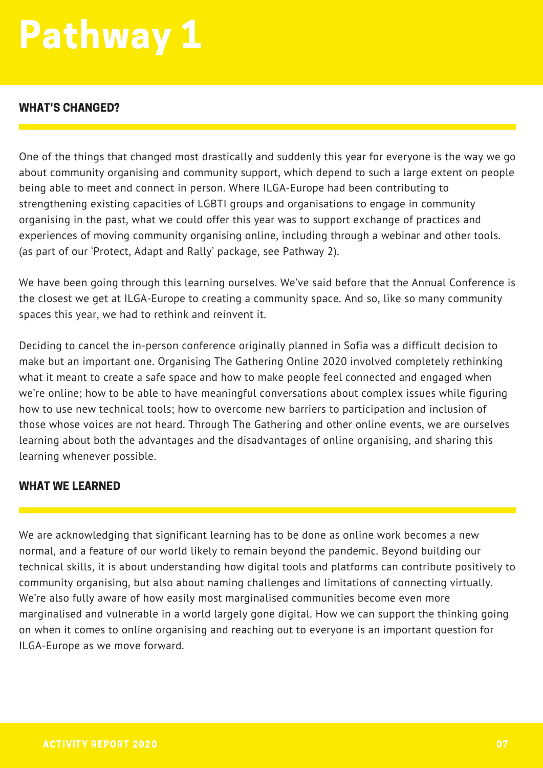# Pathway 1

## WHAT'S CHANGED?

One of the things that changed most drastically and suddenly this year for everyone is the way we go about community organising and community support, which depend to such a large extent on people being able to meet and connect in person. Where ILGA-Europe had been contributing to strengthening existing capacities of LGBTI groups and organisations to engage in community organising in the past, what we could offer this year was to support exchange of practices and experiences of moving community organising online, including through a webinar and other tools. (as part of our 'Protect, Adapt and Rally' package, see Pathway 2).

We have been going through this learning ourselves. We've said before that the Annual Conference is the closest we get at ILGA-Europe to creating a community space. And so, like so many community spaces this year, we had to rethink and reinvent it.

Deciding to cancel the in-person conference originally planned in Sofia was a difficult decision to make but an important one. Organising The Gathering Online 2020 involved completely rethinking what it meant to create a safe space and how to make people feel connected and engaged when we're online; how to be able to have meaningful conversations about complex issues while figuring how to use new technical tools; how to overcome new barriers to participation and inclusion of those whose voices are not heard. Through The Gathering and other online events, we are ourselves learning about both the advantages and the disadvantages of online organising, and sharing this learning whenever possible.

## WHAT WE LEARNED

We are acknowledging that significant learning has to be done as online work becomes a new normal, and a feature of our world likely to remain beyond the pandemic. Beyond building our technical skills, it is about understanding how digital tools and platforms can contribute positively to community organising, but also about naming challenges and limitations of connecting virtually. We're also fully aware of how easily most marginalised communities become even more marginalised and vulnerable in a world largely gone digital. How we can support the thinking going on when it comes to online organising and reaching out to everyone is an important question for ILGA-Europe as we move forward.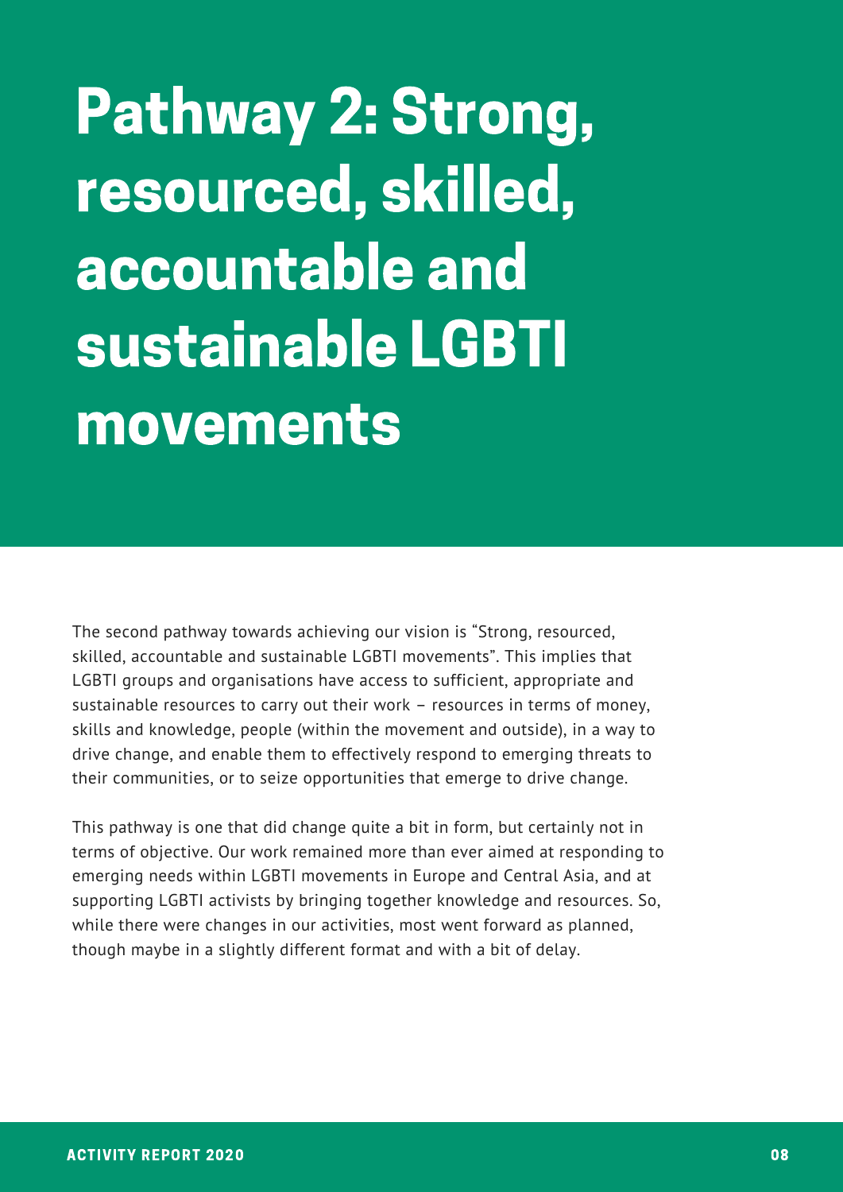# Pathway 2: Strong, resourced, skilled, accountable and sustainable LGBTI movements

The second pathway towards achieving our vision is "Strong, resourced, skilled, accountable and sustainable LGBTI movements". This implies that LGBTI groups and organisations have access to sufficient, appropriate and sustainable resources to carry out their work – resources in terms of money, skills and knowledge, people (within the movement and outside), in a way to drive change, and enable them to effectively respond to emerging threats to their communities, or to seize opportunities that emerge to drive change.

This pathway is one that did change quite a bit in form, but certainly not in terms of objective. Our work remained more than ever aimed at responding to emerging needs within LGBTI movements in Europe and Central Asia, and at supporting LGBTI activists by bringing together knowledge and resources. So, while there were changes in our activities, most went forward as planned, though maybe in a slightly different format and with a bit of delay.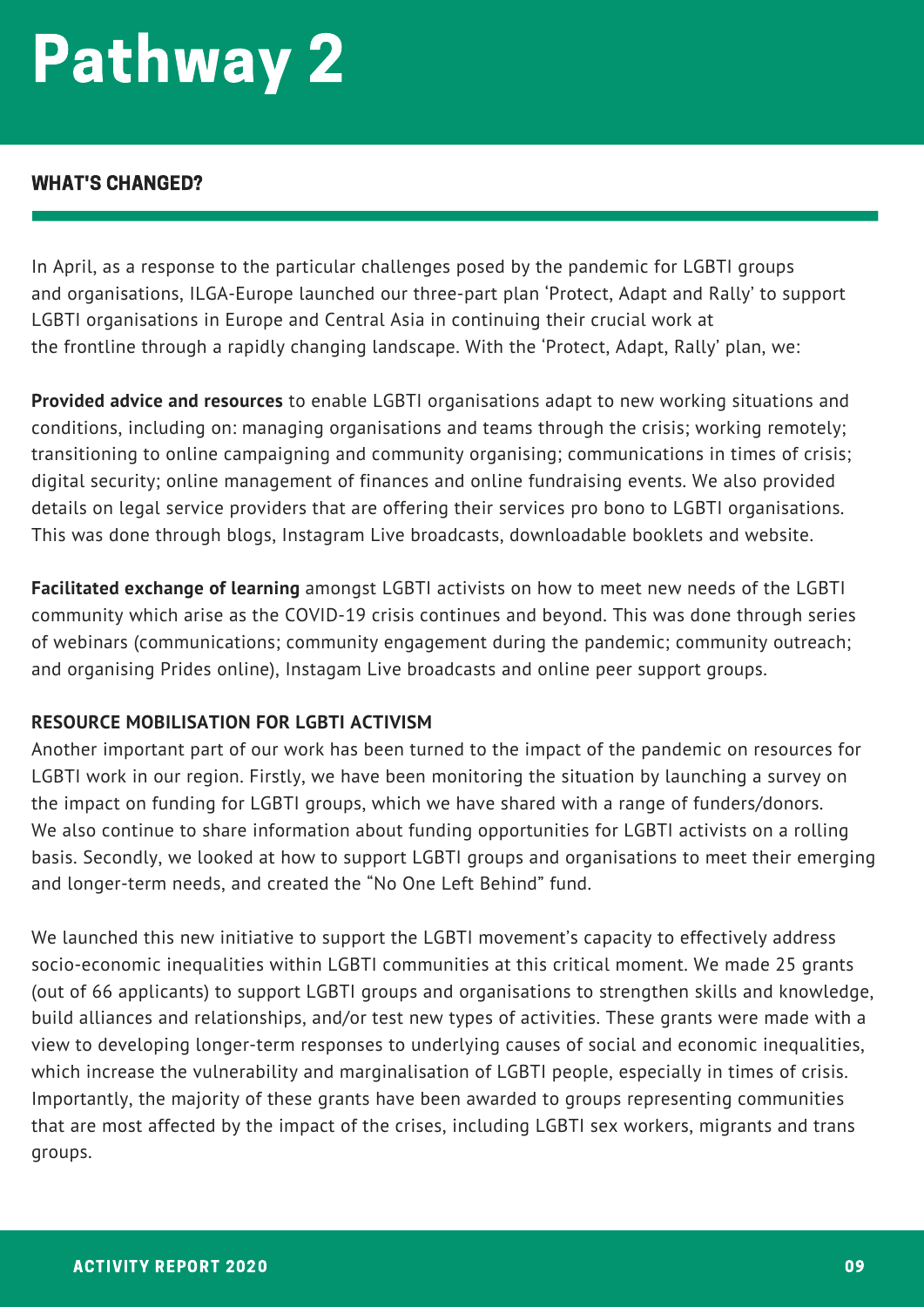# Pathway 2

## WHAT'S CHANGED?

In April, as a response to the particular challenges posed by the pandemic for LGBTI groups and organisations, ILGA-Europe launched our three-part plan 'Protect, Adapt and Rally' to support LGBTI organisations in Europe and Central Asia in continuing their crucial work at the frontline through a rapidly changing landscape. With the 'Protect, Adapt, Rally' plan, we:

**Provided advice and resources** to enable LGBTI organisations adapt to new working situations and conditions, including on: managing organisations and teams through the crisis; working remotely; transitioning to online campaigning and community organising; communications in times of crisis; digital security; online management of finances and online fundraising events. We also provided details on legal service providers that are offering their services pro bono to LGBTI organisations. This was done through blogs, Instagram Live broadcasts, downloadable booklets and website.

**Facilitated exchange of learning** amongst LGBTI activists on how to meet new needs of the LGBTI community which arise as the COVID-19 crisis continues and beyond. This was done through series of webinars (communications; community engagement during the pandemic; community outreach; and organising Prides online), Instagam Live broadcasts and online peer support groups.

### RESOURCE MOBILISATION FOR LGBTI ACTIVISM

Another important part of our work has been turned to the impact of the pandemic on resources for LGBTI work in our region. Firstly, we have been monitoring the situation by launching a survey on the impact on funding for LGBTI groups, which we have shared with a range of funders/donors. We also continue to share information about funding opportunities for LGBTI activists on a rolling basis. Secondly, we looked at how to support LGBTI groups and organisations to meet their emerging and longer-term needs, and created the "No One Left Behind" fund.

We launched this new initiative to support the LGBTI movement's capacity to effectively address socio-economic inequalities within LGBTI communities at this critical moment. We made 25 grants (out of 66 applicants) to support LGBTI groups and organisations to strengthen skills and knowledge, build alliances and relationships, and/or test new types of activities. These grants were made with a view to developing longer-term responses to underlying causes of social and economic inequalities, which increase the vulnerability and marginalisation of LGBTI people, especially in times of crisis. Importantly, the majority of these grants have been awarded to groups representing communities that are most affected by the impact of the crises, including LGBTI sex workers, migrants and trans groups.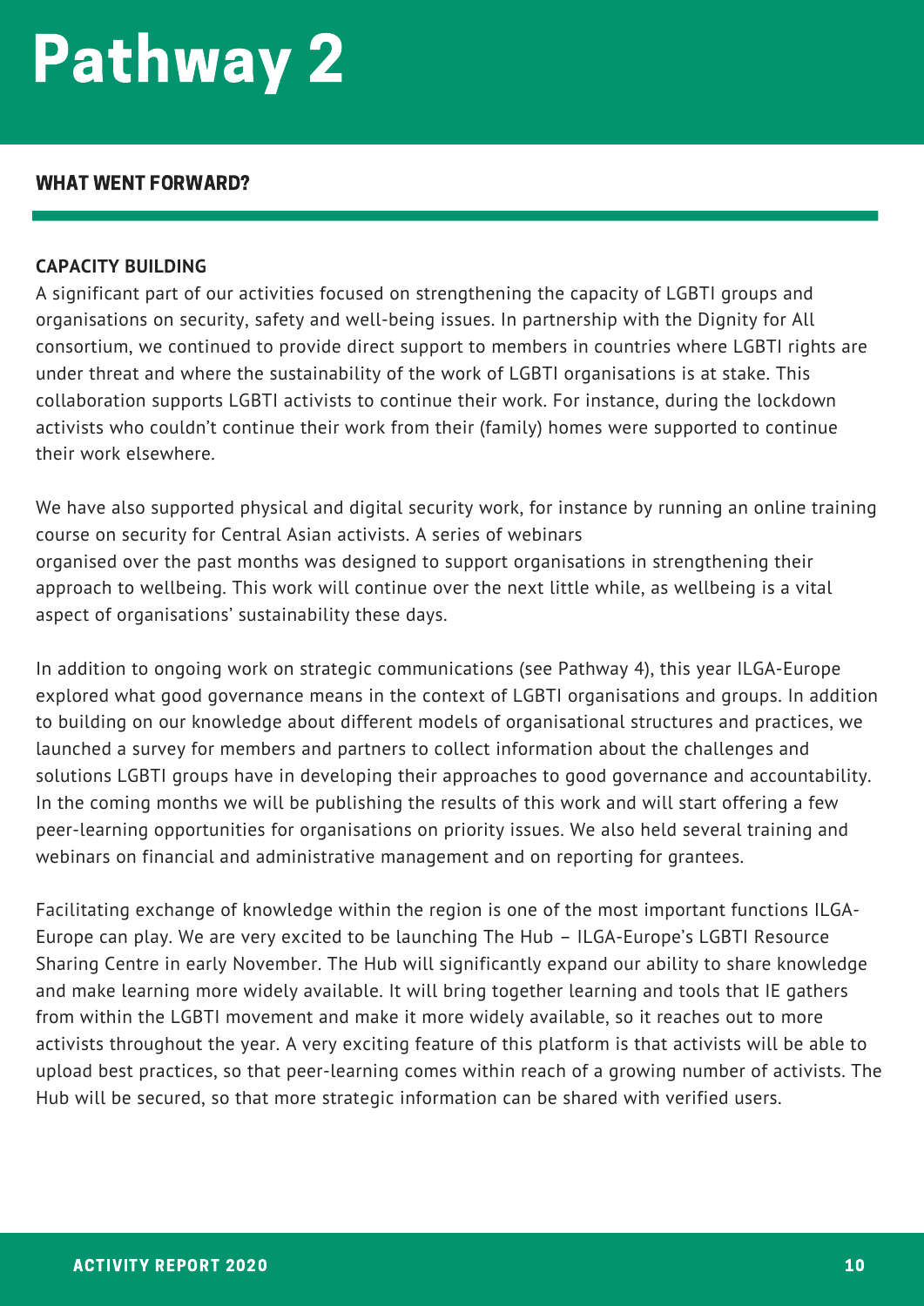# Pathway 2

## WHAT WENT FORWARD?

### CAPACITY BUILDING

A significant part of our activities focused on strengthening the capacity of LGBTI groups and organisations on security, safety and well-being issues. In partnership with the Dignity for All consortium, we continued to provide direct support to members in countries where LGBTI rights are under threat and where the sustainability of the work of LGBTI organisations is at stake. This collaboration supports LGBTI activists to continue their work. For instance, during the lockdown activists who couldn't continue their work from their (family) homes were supported to continue their work elsewhere.

We have also supported physical and digital security work, for instance by running an online training course on security for Central Asian activists. A series of webinars organised over the past months was designed to support organisations in strengthening their approach to wellbeing. This work will continue over the next little while, as wellbeing is a vital aspect of organisations' sustainability these days.

In addition to ongoing work on strategic communications (see Pathway 4), this year ILGA-Europe explored what good governance means in the context of LGBTI organisations and groups. In addition to building on our knowledge about different models of organisational structures and practices, we launched a survey for members and partners to collect information about the challenges and solutions LGBTI groups have in developing their approaches to good governance and accountability. In the coming months we will be publishing the results of this work and will start offering a few peer-learning opportunities for organisations on priority issues. We also held several training and webinars on financial and administrative management and on reporting for grantees.

Facilitating exchange of knowledge within the region is one of the most important functions ILGA-Europe can play. We are very excited to be launching The Hub – ILGA-Europe's LGBTI Resource Sharing Centre in early November. The Hub will significantly expand our ability to share knowledge and make learning more widely available. It will bring together learning and tools that IE gathers from within the LGBTI movement and make it more widely available, so it reaches out to more activists throughout the year. A very exciting feature of this platform is that activists will be able to upload best practices, so that peer-learning comes within reach of a growing number of activists. The Hub will be secured, so that more strategic information can be shared with verified users.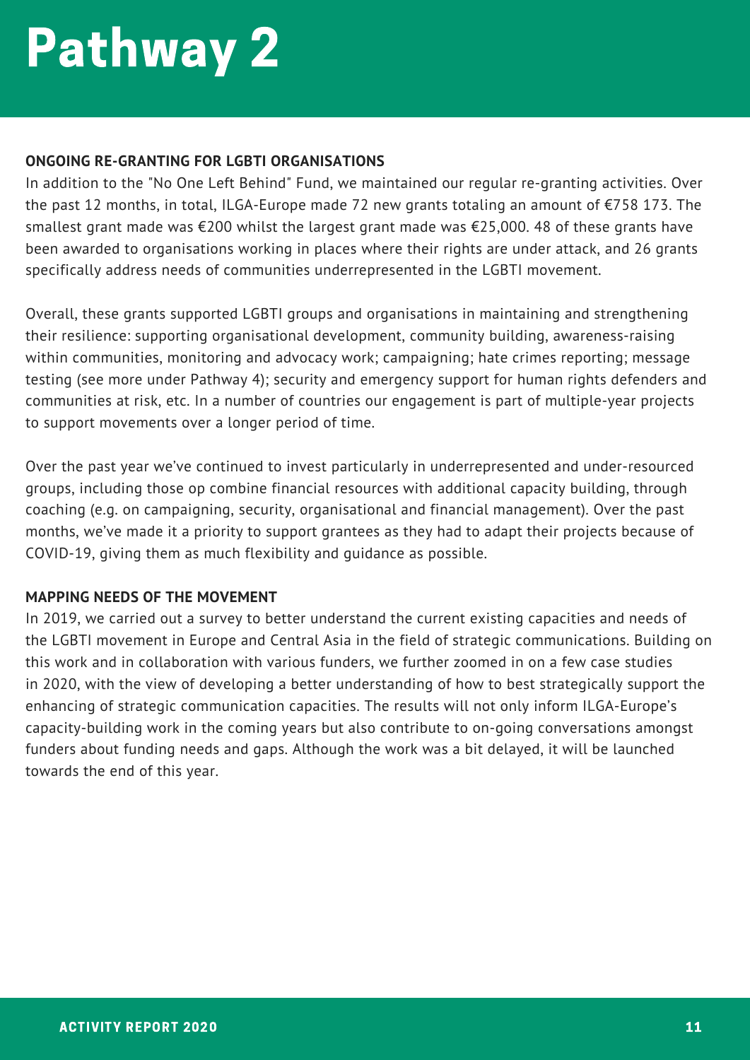# Pathway 2

**ONGOING RE-GRANTING FOR LGBTI ORGANISATIONS**

In addition to the "No One Left Behind" Fund, we maintained our regular re-granting activities. Over the past 12 months, in total, ILGA-Europe made 72 new grants totaling an amount of €758 173. The smallest grant made was €200 whilst the largest grant made was €25,000. 48 of these grants have been awarded to organisations working in places where their rights are under attack, and 26 grants specifically address needs of communities underrepresented in the LGBTI movement.

Overall, these grants supported LGBTI groups and organisations in maintaining and strengthening their resilience: supporting organisational development, community building, awareness-raising within communities, monitoring and advocacy work; campaigning; hate crimes reporting; message testing (see more under Pathway 4); security and emergency support for human rights defenders and communities at risk, etc. In a number of countries our engagement is part of multiple-year projects to support movements over a longer period of time.

Over the past year we've continued to invest particularly in underrepresented and under-resourced groups, including those op combine financial resources with additional capacity building, through coaching (e.g. on campaigning, security, organisational and financial management). Over the past months, we've made it a priority to support grantees as they had to adapt their projects because of COVID-19, giving them as much flexibility and guidance as possible.

**MAPPING NEEDS OF THE MOVEMENT**

In 2019, we carried out a survey to better understand the current existing capacities and needs of the LGBTI movement in Europe and Central Asia in the field of strategic communications. Building on this work and in collaboration with various funders, we further zoomed in on a few case studies in 2020, with the view of developing a better understanding of how to best strategically support the enhancing of strategic communication capacities. The results will not only inform ILGA-Europe's capacity-building work in the coming years but also contribute to on-going conversations amongst funders about funding needs and gaps. Although the work was a bit delayed, it will be launched towards the end of this year.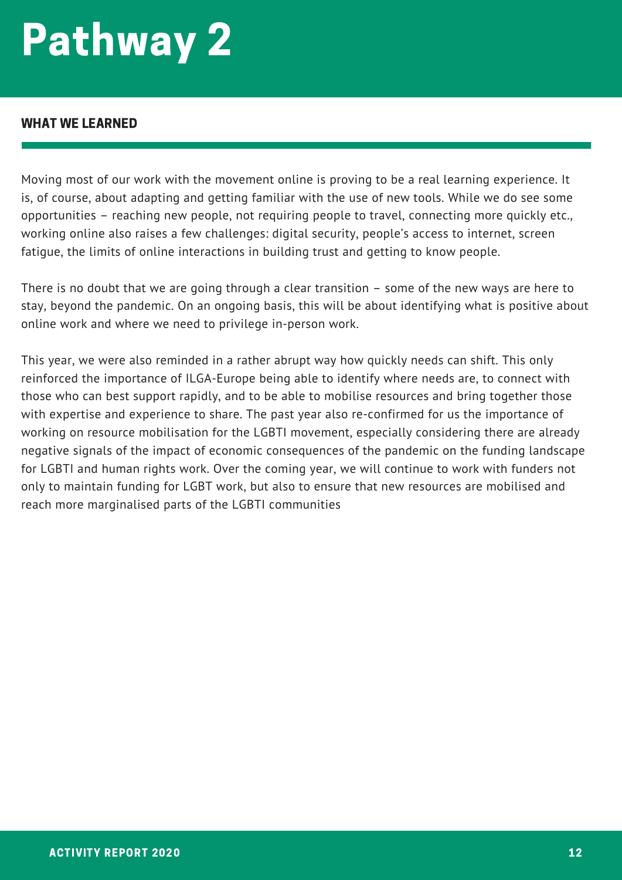# Pathway 2

## WHAT WE LEARNED

Moving most of our work with the movement online is proving to be a real learning experience. It is, of course, about adapting and getting familiar with the use of new tools. While we do see some opportunities – reaching new people, not requiring people to travel, connecting more quickly etc., working online also raises a few challenges: digital security, people's access to internet, screen fatigue, the limits of online interactions in building trust and getting to know people.

There is no doubt that we are going through a clear transition – some of the new ways are here to stay, beyond the pandemic. On an ongoing basis, this will be about identifying what is positive about online work and where we need to privilege in-person work.

This year, we were also reminded in a rather abrupt way how quickly needs can shift. This only reinforced the importance of ILGA-Europe being able to identify where needs are, to connect with those who can best support rapidly, and to be able to mobilise resources and bring together those with expertise and experience to share. The past year also re-confirmed for us the importance of working on resource mobilisation for the LGBTI movement, especially considering there are already negative signals of the impact of economic consequences of the pandemic on the funding landscape for LGBTI and human rights work. Over the coming year, we will continue to work with funders not only to maintain funding for LGBT work, but also to ensure that new resources are mobilised and reach more marginalised parts of the LGBTI communities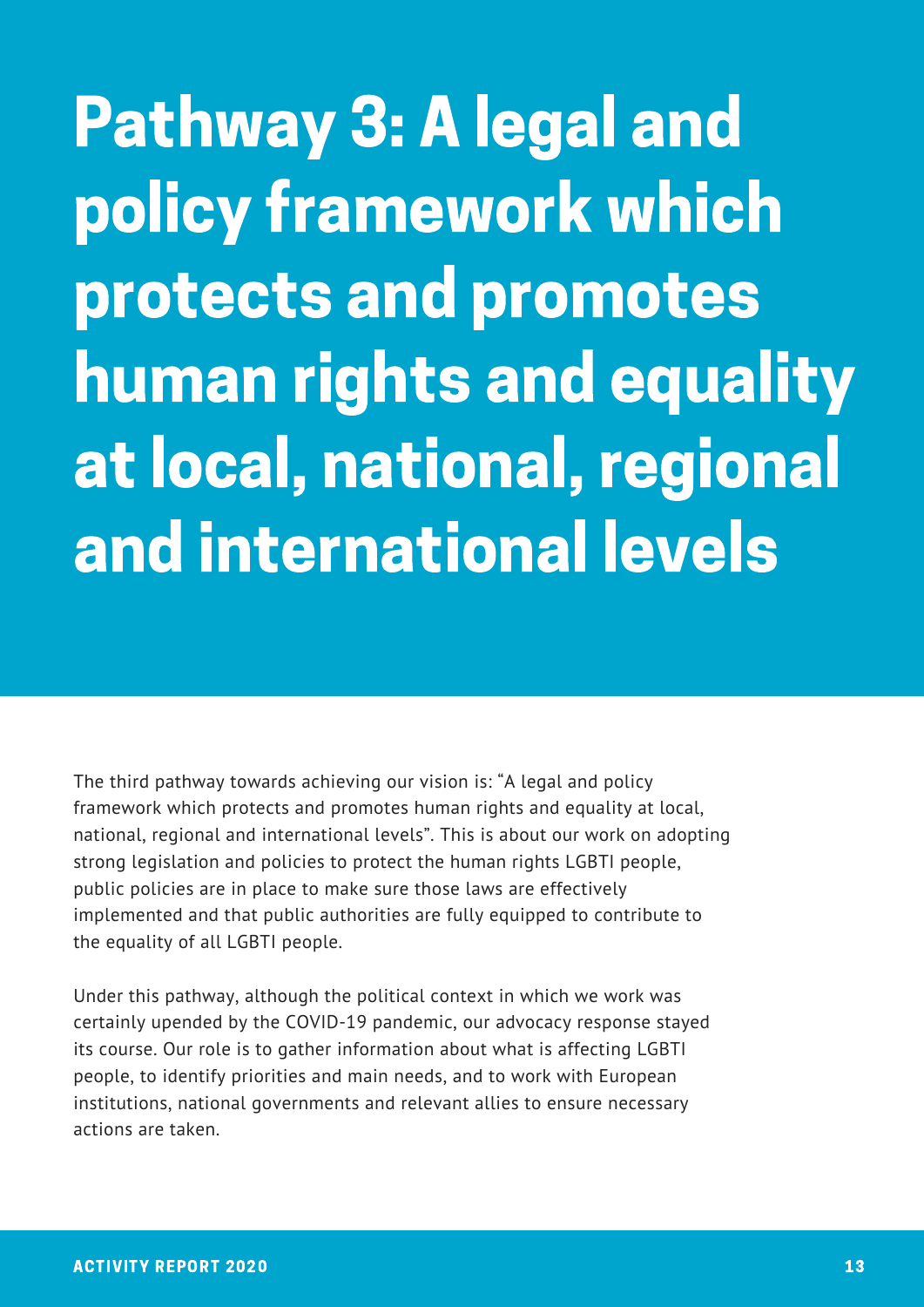# Pathway 3: A legal and policy framework which protects and promotes human rights and equality at local, national, regional and international levels

The third pathway towards achieving our vision is: "A legal and policy framework which protects and promotes human rights and equality at local, national, regional and international levels". This is about our work on adopting strong legislation and policies to protect the human rights LGBTI people, public policies are in place to make sure those laws are effectively implemented and that public authorities are fully equipped to contribute to the equality of all LGBTI people.

Under this pathway, although the political context in which we work was certainly upended by the COVID-19 pandemic, our advocacy response stayed its course. Our role is to gather information about what is affecting LGBTI people, to identify priorities and main needs, and to work with European institutions, national governments and relevant allies to ensure necessary actions are taken.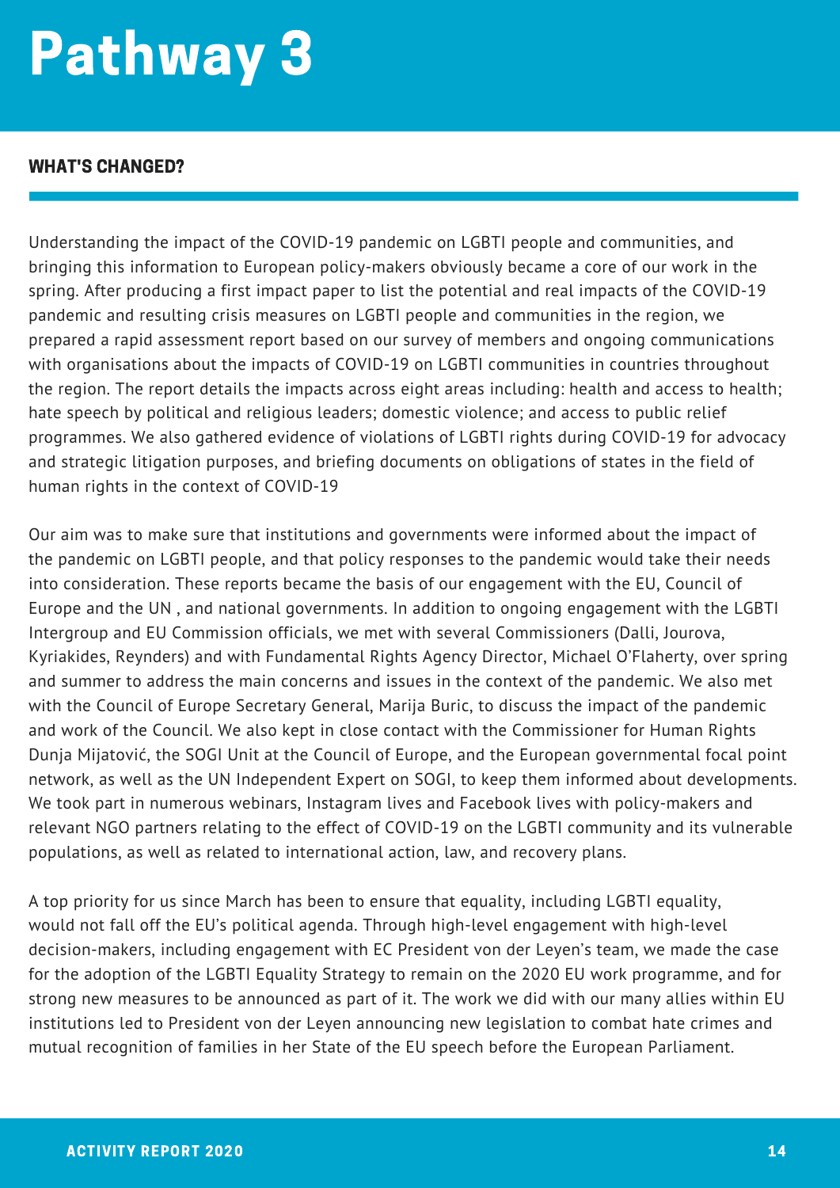# Pathway 3

### WHAT'S CHANGED?

Understanding the impact of the COVID-19 pandemic on LGBTI people and communities, and bringing this information to European policy-makers obviously became a core of our work in the spring. After producing a first impact paper to list the potential and real impacts of the COVID-19 pandemic and resulting crisis measures on LGBTI people and communities in the region, we prepared a rapid assessment report based on our survey of members and ongoing communications with organisations about the impacts of COVID-19 on LGBTI communities in countries throughout the region. The report details the impacts across eight areas including: health and access to health; hate speech by political and religious leaders; domestic violence; and access to public relief programmes. We also gathered evidence of violations of LGBTI rights during COVID-19 for advocacy and strategic litigation purposes, and briefing documents on obligations of states in the field of human rights in the context of COVID-19

Our aim was to make sure that institutions and governments were informed about the impact of the pandemic on LGBTI people, and that policy responses to the pandemic would take their needs into consideration. These reports became the basis of our engagement with the EU, Council of Europe and the UN , and national governments. In addition to ongoing engagement with the LGBTI Intergroup and EU Commission officials, we met with several Commissioners (Dalli, Jourova, Kyriakides, Reynders) and with Fundamental Rights Agency Director, Michael O'Flaherty, over spring and summer to address the main concerns and issues in the context of the pandemic. We also met with the Council of Europe Secretary General, Marija Buric, to discuss the impact of the pandemic and work of the Council. We also kept in close contact with the Commissioner for Human Rights Dunja Mijatović, the SOGI Unit at the Council of Europe, and the European governmental focal point network, as well as the UN Independent Expert on SOGI, to keep them informed about developments. We took part in numerous webinars, Instagram lives and Facebook lives with policy-makers and relevant NGO partners relating to the effect of COVID-19 on the LGBTI community and its vulnerable populations, as well as related to international action, law, and recovery plans.

A top priority for us since March has been to ensure that equality, including LGBTI equality, would not fall off the EU's political agenda. Through high-level engagement with high-level decision-makers, including engagement with EC President von der Leyen's team, we made the case for the adoption of the LGBTI Equality Strategy to remain on the 2020 EU work programme, and for strong new measures to be announced as part of it. The work we did with our many allies within EU institutions led to President von der Leyen announcing new legislation to combat hate crimes and mutual recognition of families in her State of the EU speech before the European Parliament.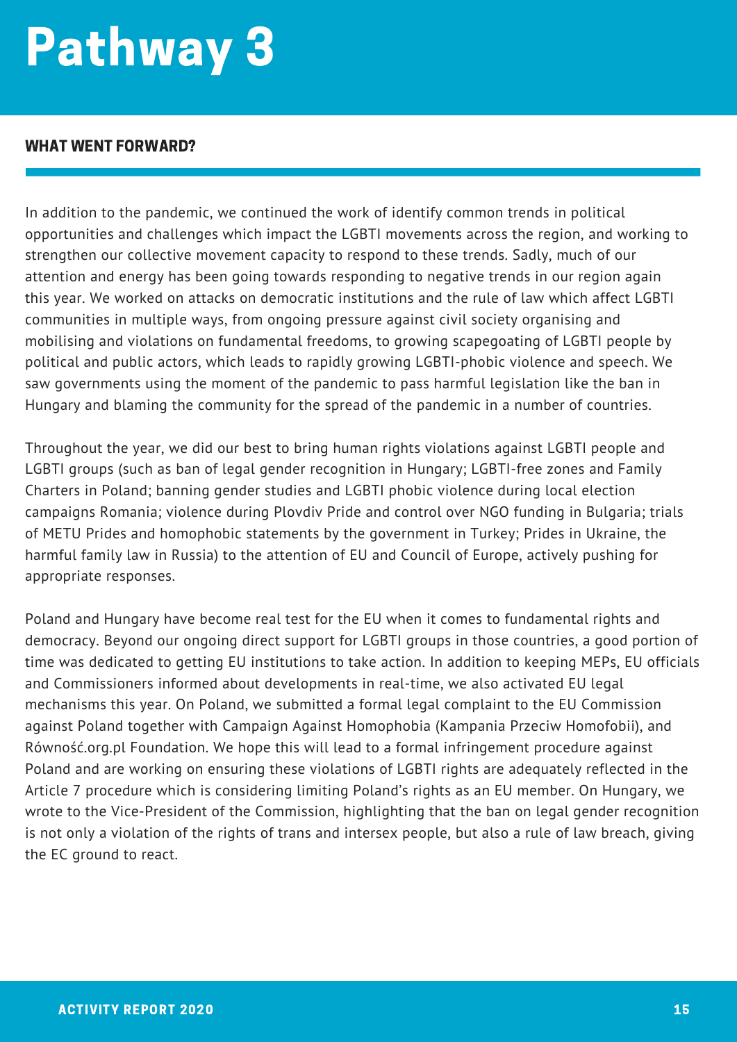# Pathway 3

## WHAT WENT FORWARD?

In addition to the pandemic, we continued the work of identify common trends in political opportunities and challenges which impact the LGBTI movements across the region, and working to strengthen our collective movement capacity to respond to these trends. Sadly, much of our attention and energy has been going towards responding to negative trends in our region again this year. We worked on attacks on democratic institutions and the rule of law which affect LGBTI communities in multiple ways, from ongoing pressure against civil society organising and mobilising and violations on fundamental freedoms, to growing scapegoating of LGBTI people by political and public actors, which leads to rapidly growing LGBTI-phobic violence and speech. We saw governments using the moment of the pandemic to pass harmful legislation like the ban in Hungary and blaming the community for the spread of the pandemic in a number of countries.

Throughout the year, we did our best to bring human rights violations against LGBTI people and LGBTI groups (such as ban of legal gender recognition in Hungary; LGBTI-free zones and Family Charters in Poland; banning gender studies and LGBTI phobic violence during local election campaigns Romania; violence during Plovdiv Pride and control over NGO funding in Bulgaria; trials of METU Prides and homophobic statements by the government in Turkey; Prides in Ukraine, the harmful family law in Russia) to the attention of EU and Council of Europe, actively pushing for appropriate responses.

Poland and Hungary have become real test for the EU when it comes to fundamental rights and democracy. Beyond our ongoing direct support for LGBTI groups in those countries, a good portion of time was dedicated to getting EU institutions to take action. In addition to keeping MEPs, EU officials and Commissioners informed about developments in real-time, we also activated EU legal mechanisms this year. On Poland, we submitted a formal legal complaint to the EU Commission against Poland together with Campaign Against Homophobia (Kampania Przeciw Homofobii), and Równość.org.pl Foundation. We hope this will lead to a formal infringement procedure against Poland and are working on ensuring these violations of LGBTI rights are adequately reflected in the Article 7 procedure which is considering limiting Poland's rights as an EU member. On Hungary, we wrote to the Vice-President of the Commission, highlighting that the ban on legal gender recognition is not only a violation of the rights of trans and intersex people, but also a rule of law breach, giving the EC ground to react.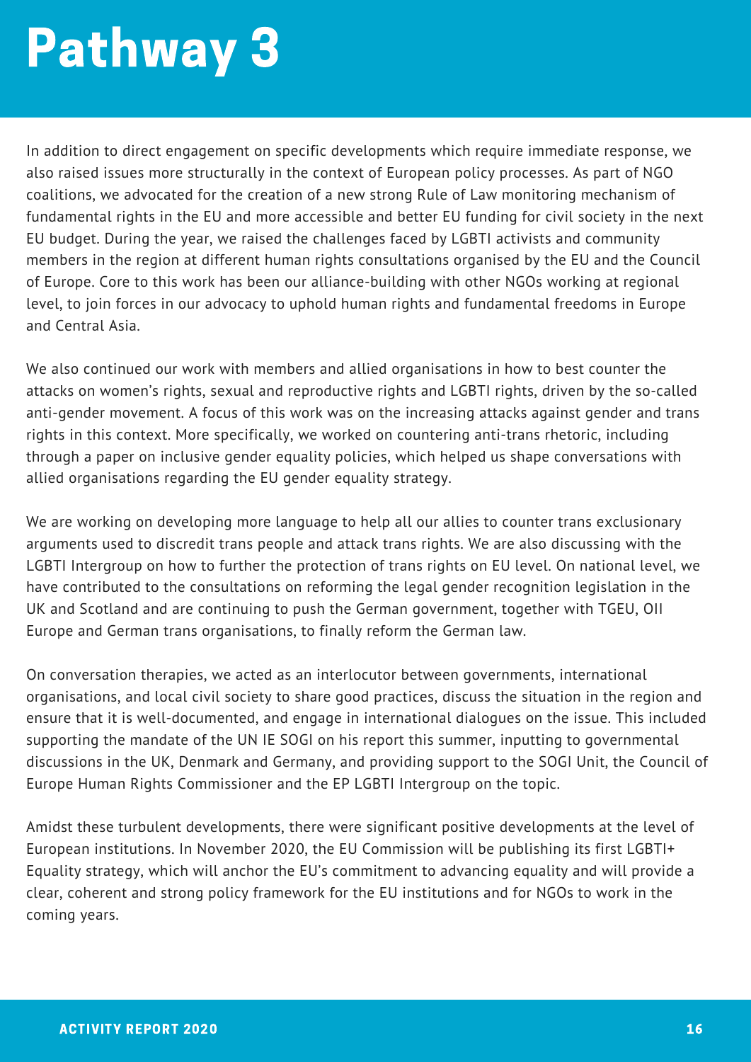# Pathway 3

In addition to direct engagement on specific developments which require immediate response, we also raised issues more structurally in the context of European policy processes. As part of NGO coalitions, we advocated for the creation of a new strong Rule of Law monitoring mechanism of fundamental rights in the EU and more accessible and better EU funding for civil society in the next EU budget. During the year, we raised the challenges faced by LGBTI activists and community members in the region at different human rights consultations organised by the EU and the Council of Europe. Core to this work has been our alliance-building with other NGOs working at regional level, to join forces in our advocacy to uphold human rights and fundamental freedoms in Europe and Central Asia.

We also continued our work with members and allied organisations in how to best counter the attacks on women's rights, sexual and reproductive rights and LGBTI rights, driven by the so-called anti-gender movement. A focus of this work was on the increasing attacks against gender and trans rights in this context. More specifically, we worked on countering anti-trans rhetoric, including through a paper on inclusive gender equality policies, which helped us shape conversations with allied organisations regarding the EU gender equality strategy.

We are working on developing more language to help all our allies to counter trans exclusionary arguments used to discredit trans people and attack trans rights. We are also discussing with the LGBTI Intergroup on how to further the protection of trans rights on EU level. On national level, we have contributed to the consultations on reforming the legal gender recognition legislation in the UK and Scotland and are continuing to push the German government, together with TGEU, OII Europe and German trans organisations, to finally reform the German law.

On conversation therapies, we acted as an interlocutor between governments, international organisations, and local civil society to share good practices, discuss the situation in the region and ensure that it is well-documented, and engage in international dialogues on the issue. This included supporting the mandate of the UN IE SOGI on his report this summer, inputting to governmental discussions in the UK, Denmark and Germany, and providing support to the SOGI Unit, the Council of Europe Human Rights Commissioner and the EP LGBTI Intergroup on the topic.

Amidst these turbulent developments, there were significant positive developments at the level of European institutions. In November 2020, the EU Commission will be publishing its first LGBTI+ Equality strategy, which will anchor the EU's commitment to advancing equality and will provide a clear, coherent and strong policy framework for the EU institutions and for NGOs to work in the coming years.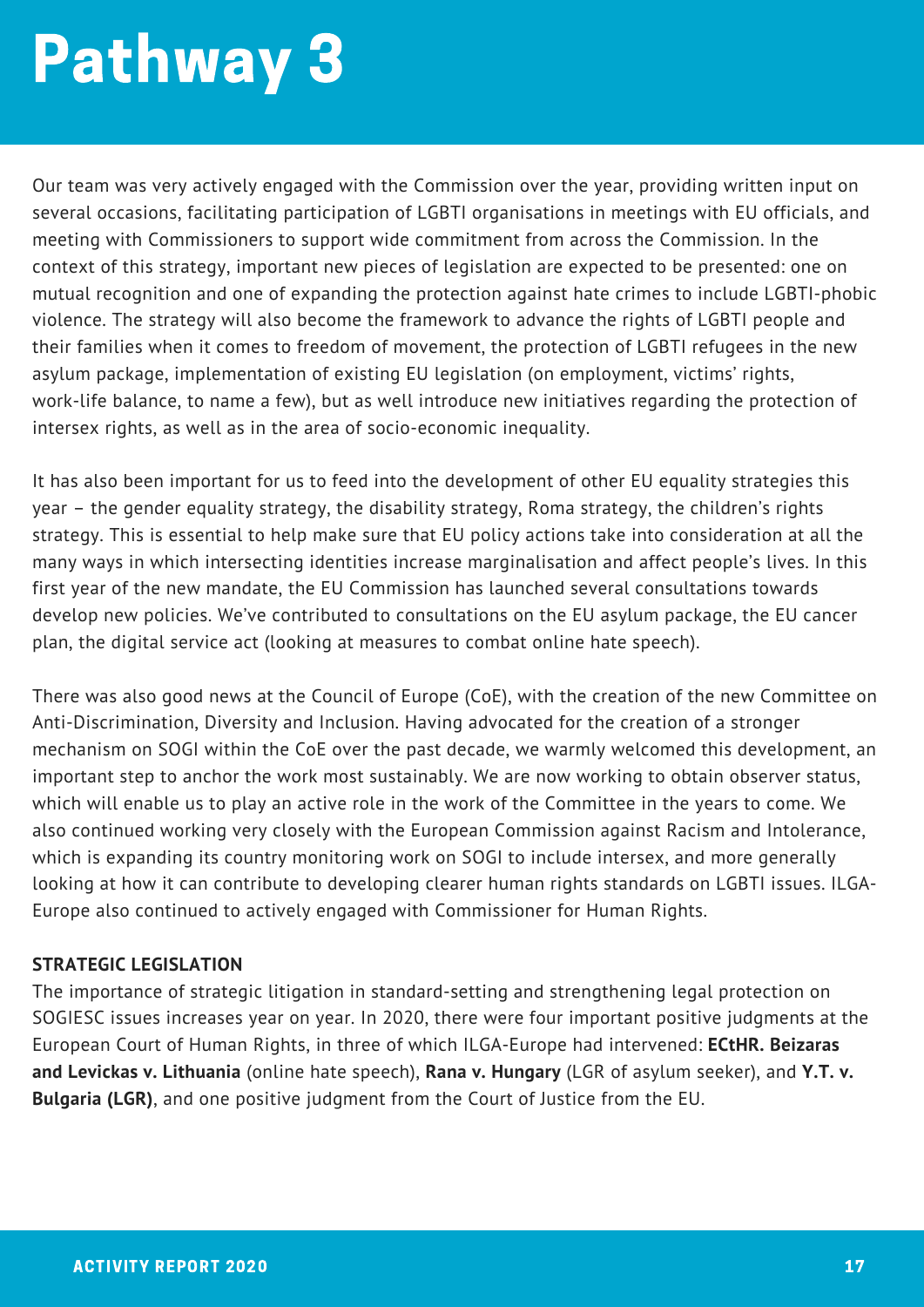# Pathway 3

Our team was very actively engaged with the Commission over the year, providing written input on several occasions, facilitating participation of LGBTI organisations in meetings with EU officials, and meeting with Commissioners to support wide commitment from across the Commission. In the context of this strategy, important new pieces of legislation are expected to be presented: one on mutual recognition and one of expanding the protection against hate crimes to include LGBTI-phobic violence. The strategy will also become the framework to advance the rights of LGBTI people and their families when it comes to freedom of movement, the protection of LGBTI refugees in the new asylum package, implementation of existing EU legislation (on employment, victims' rights, work-life balance, to name a few), but as well introduce new initiatives regarding the protection of intersex rights, as well as in the area of socio-economic inequality.

It has also been important for us to feed into the development of other EU equality strategies this year – the gender equality strategy, the disability strategy, Roma strategy, the children's rights strategy. This is essential to help make sure that EU policy actions take into consideration at all the many ways in which intersecting identities increase marginalisation and affect people's lives. In this first year of the new mandate, the EU Commission has launched several consultations towards develop new policies. We've contributed to consultations on the EU asylum package, the EU cancer plan, the digital service act (looking at measures to combat online hate speech).

There was also good news at the Council of Europe (CoE), with the creation of the new Committee on Anti-Discrimination, Diversity and Inclusion. Having advocated for the creation of a stronger mechanism on SOGI within the CoE over the past decade, we warmly welcomed this development, an important step to anchor the work most sustainably. We are now working to obtain observer status, which will enable us to play an active role in the work of the Committee in the years to come. We also continued working very closely with the European Commission against Racism and Intolerance, which is expanding its country monitoring work on SOGI to include intersex, and more generally looking at how it can contribute to developing clearer human rights standards on LGBTI issues. ILGA-Europe also continued to actively engaged with Commissioner for Human Rights.

**STRATEGIC LEGISLATION**

The importance of strategic litigation in standard-setting and strengthening legal protection on SOGIESC issues increases year on year. In 2020, there were four important positive judgments at the European Court of Human Rights, in three of which ILGA-Europe had intervened: **ECtHR. Beizaras and Levickas v. Lithuania** (online hate speech), **Rana v. Hungary** (LGR of asylum seeker), and **Y.T. v. Bulgaria (LGR)**, and one positive judgment from the Court of Justice from the EU.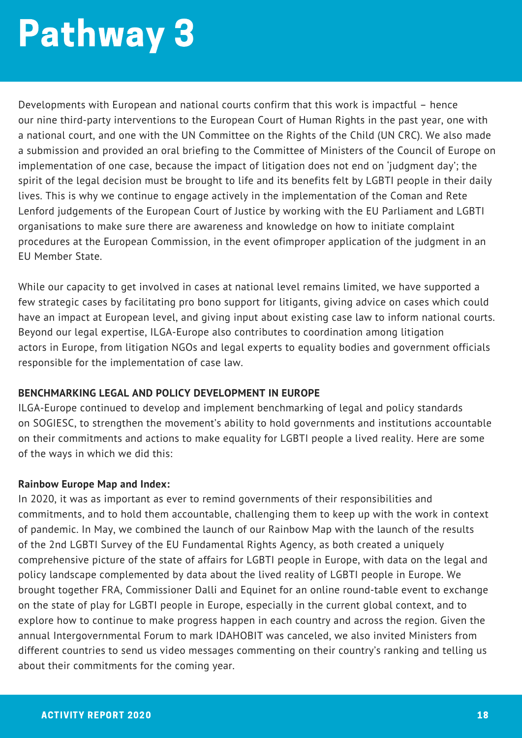# Pathway 3

Developments with European and national courts confirm that this work is impactful – hence our nine third-party interventions to the European Court of Human Rights in the past year, one with a national court, and one with the UN Committee on the Rights of the Child (UN CRC). We also made a submission and provided an oral briefing to the Committee of Ministers of the Council of Europe on implementation of one case, because the impact of litigation does not end on 'judgment day'; the spirit of the legal decision must be brought to life and its benefits felt by LGBTI people in their daily lives. This is why we continue to engage actively in the implementation of the Coman and Rete Lenford judgements of the European Court of Justice by working with the EU Parliament and LGBTI organisations to make sure there are awareness and knowledge on how to initiate complaint procedures at the European Commission, in the event ofimproper application of the judgment in an EU Member State.

While our capacity to get involved in cases at national level remains limited, we have supported a few strategic cases by facilitating pro bono support for litigants, giving advice on cases which could have an impact at European level, and giving input about existing case law to inform national courts. Beyond our legal expertise, ILGA-Europe also contributes to coordination among litigation actors in Europe, from litigation NGOs and legal experts to equality bodies and government officials responsible for the implementation of case law.

**BENCHMARKING LEGAL AND POLICY DEVELOPMENT IN EUROPE**

ILGA-Europe continued to develop and implement benchmarking of legal and policy standards on SOGIESC, to strengthen the movement's ability to hold governments and institutions accountable on their commitments and actions to make equality for LGBTI people a lived reality. Here are some of the ways in which we did this:

**Rainbow Europe Map and Index:**

In 2020, it was as important as ever to remind governments of their responsibilities and commitments, and to hold them accountable, challenging them to keep up with the work in context of pandemic. In May, we combined the launch of our Rainbow Map with the launch of the results of the 2nd LGBTI Survey of the EU Fundamental Rights Agency, as both created a uniquely comprehensive picture of the state of affairs for LGBTI people in Europe, with data on the legal and policy landscape complemented by data about the lived reality of LGBTI people in Europe. We brought together FRA, Commissioner Dalli and Equinet for an online round-table event to exchange on the state of play for LGBTI people in Europe, especially in the current global context, and to explore how to continue to make progress happen in each country and across the region. Given the annual Intergovernmental Forum to mark IDAHOBIT was canceled, we also invited Ministers from different countries to send us video messages commenting on their country's ranking and telling us about their commitments for the coming year.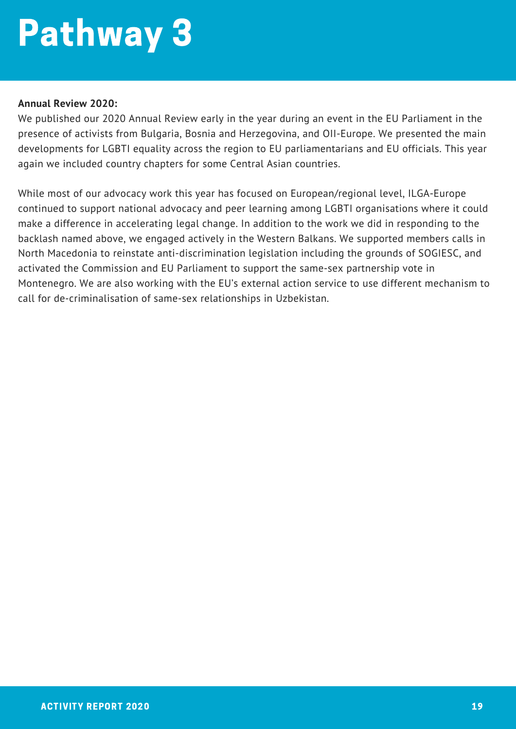# Pathway 3

**Annual Review 2020:**

We published our 2020 Annual Review early in the year during an event in the EU Parliament in the presence of activists from Bulgaria, Bosnia and Herzegovina, and OII-Europe. We presented the main developments for LGBTI equality across the region to EU parliamentarians and EU officials. This year again we included country chapters for some Central Asian countries.

While most of our advocacy work this year has focused on European/regional level, ILGA-Europe continued to support national advocacy and peer learning among LGBTI organisations where it could make a difference in accelerating legal change. In addition to the work we did in responding to the backlash named above, we engaged actively in the Western Balkans. We supported members calls in North Macedonia to reinstate anti-discrimination legislation including the grounds of SOGIESC, and activated the Commission and EU Parliament to support the same-sex partnership vote in Montenegro. We are also working with the EU's external action service to use different mechanism to call for de-criminalisation of same-sex relationships in Uzbekistan.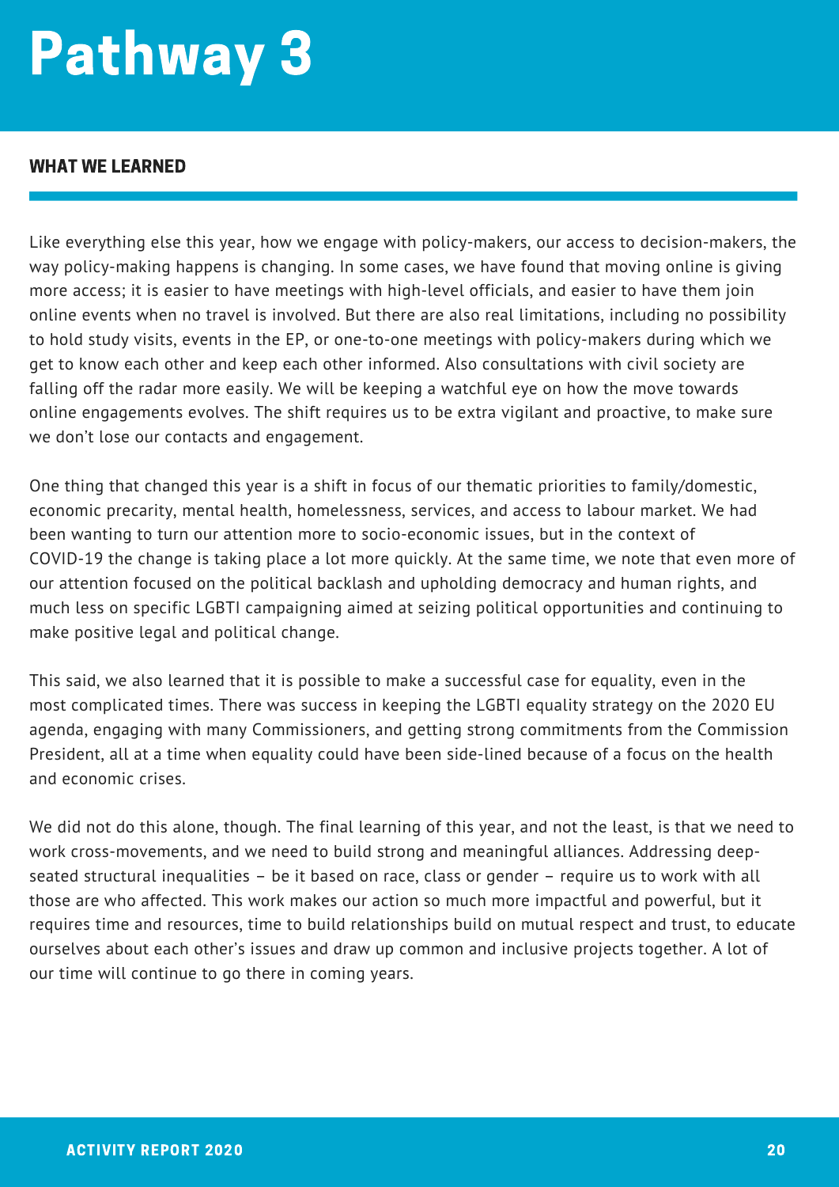# Pathway 3

## WHAT WE LEARNED

Like everything else this year, how we engage with policy-makers, our access to decision-makers, the way policy-making happens is changing. In some cases, we have found that moving online is giving more access; it is easier to have meetings with high-level officials, and easier to have them join online events when no travel is involved. But there are also real limitations, including no possibility to hold study visits, events in the EP, or one-to-one meetings with policy-makers during which we get to know each other and keep each other informed. Also consultations with civil society are falling off the radar more easily. We will be keeping a watchful eye on how the move towards online engagements evolves. The shift requires us to be extra vigilant and proactive, to make sure we don't lose our contacts and engagement.

One thing that changed this year is a shift in focus of our thematic priorities to family/domestic, economic precarity, mental health, homelessness, services, and access to labour market. We had been wanting to turn our attention more to socio-economic issues, but in the context of COVID-19 the change is taking place a lot more quickly. At the same time, we note that even more of our attention focused on the political backlash and upholding democracy and human rights, and much less on specific LGBTI campaigning aimed at seizing political opportunities and continuing to make positive legal and political change.

This said, we also learned that it is possible to make a successful case for equality, even in the most complicated times. There was success in keeping the LGBTI equality strategy on the 2020 EU agenda, engaging with many Commissioners, and getting strong commitments from the Commission President, all at a time when equality could have been side-lined because of a focus on the health and economic crises.

We did not do this alone, though. The final learning of this year, and not the least, is that we need to work cross-movements, and we need to build strong and meaningful alliances. Addressing deep-seated structural inequalities – be it based on race, class or gender – require us to work with all those are who affected. This work makes our action so much more impactful and powerful, but it requires time and resources, time to build relationships build on mutual respect and trust, to educate ourselves about each other's issues and draw up common and inclusive projects together. A lot of our time will continue to go there in coming years.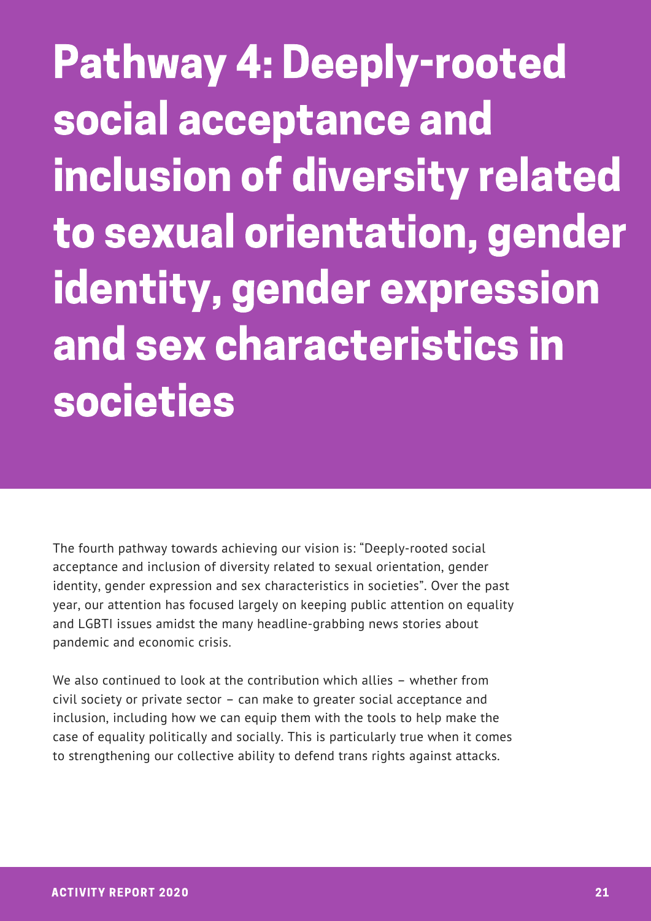# Pathway 4: Deeply-rooted social acceptance and inclusion of diversity related to sexual orientation, gender identity, gender expression and sex characteristics in societies

The fourth pathway towards achieving our vision is: "Deeply-rooted social acceptance and inclusion of diversity related to sexual orientation, gender identity, gender expression and sex characteristics in societies". Over the past year, our attention has focused largely on keeping public attention on equality and LGBTI issues amidst the many headline-grabbing news stories about pandemic and economic crisis.

We also continued to look at the contribution which allies – whether from civil society or private sector – can make to greater social acceptance and inclusion, including how we can equip them with the tools to help make the case of equality politically and socially. This is particularly true when it comes to strengthening our collective ability to defend trans rights against attacks.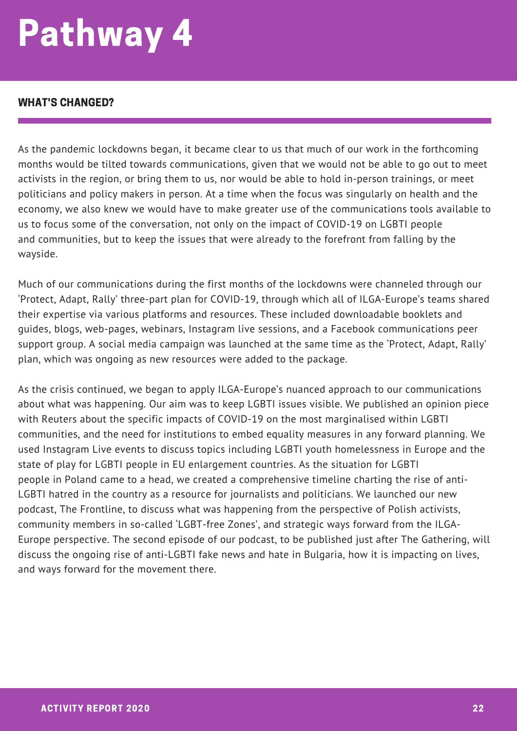# Pathway 4

## WHAT'S CHANGED?

As the pandemic lockdowns began, it became clear to us that much of our work in the forthcoming months would be tilted towards communications, given that we would not be able to go out to meet activists in the region, or bring them to us, nor would be able to hold in-person trainings, or meet politicians and policy makers in person. At a time when the focus was singularly on health and the economy, we also knew we would have to make greater use of the communications tools available to us to focus some of the conversation, not only on the impact of COVID-19 on LGBTI people and communities, but to keep the issues that were already to the forefront from falling by the wayside.

Much of our communications during the first months of the lockdowns were channeled through our 'Protect, Adapt, Rally' three-part plan for COVID-19, through which all of ILGA-Europe's teams shared their expertise via various platforms and resources. These included downloadable booklets and guides, blogs, web-pages, webinars, Instagram live sessions, and a Facebook communications peer support group. A social media campaign was launched at the same time as the 'Protect, Adapt, Rally' plan, which was ongoing as new resources were added to the package.

As the crisis continued, we began to apply ILGA-Europe's nuanced approach to our communications about what was happening. Our aim was to keep LGBTI issues visible. We published an opinion piece with Reuters about the specific impacts of COVID-19 on the most marginalised within LGBTI communities, and the need for institutions to embed equality measures in any forward planning. We used Instagram Live events to discuss topics including LGBTI youth homelessness in Europe and the state of play for LGBTI people in EU enlargement countries. As the situation for LGBTI people in Poland came to a head, we created a comprehensive timeline charting the rise of anti-LGBTI hatred in the country as a resource for journalists and politicians. We launched our new podcast, The Frontline, to discuss what was happening from the perspective of Polish activists, community members in so-called 'LGBT-free Zones', and strategic ways forward from the ILGA-Europe perspective. The second episode of our podcast, to be published just after The Gathering, will discuss the ongoing rise of anti-LGBTI fake news and hate in Bulgaria, how it is impacting on lives, and ways forward for the movement there.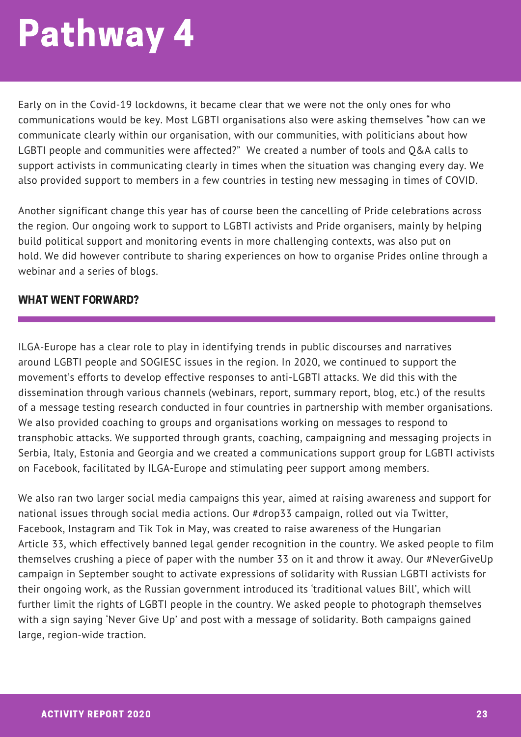# Pathway 4

Early on in the Covid-19 lockdowns, it became clear that we were not the only ones for who communications would be key. Most LGBTI organisations also were asking themselves "how can we communicate clearly within our organisation, with our communities, with politicians about how LGBTI people and communities were affected?"  We created a number of tools and Q&A calls to support activists in communicating clearly in times when the situation was changing every day. We also provided support to members in a few countries in testing new messaging in times of COVID.

Another significant change this year has of course been the cancelling of Pride celebrations across the region. Our ongoing work to support to LGBTI activists and Pride organisers, mainly by helping build political support and monitoring events in more challenging contexts, was also put on hold. We did however contribute to sharing experiences on how to organise Prides online through a webinar and a series of blogs.

### WHAT WENT FORWARD?

ILGA-Europe has a clear role to play in identifying trends in public discourses and narratives around LGBTI people and SOGIESC issues in the region. In 2020, we continued to support the movement's efforts to develop effective responses to anti-LGBTI attacks. We did this with the dissemination through various channels (webinars, report, summary report, blog, etc.) of the results of a message testing research conducted in four countries in partnership with member organisations. We also provided coaching to groups and organisations working on messages to respond to transphobic attacks. We supported through grants, coaching, campaigning and messaging projects in Serbia, Italy, Estonia and Georgia and we created a communications support group for LGBTI activists on Facebook, facilitated by ILGA-Europe and stimulating peer support among members.

We also ran two larger social media campaigns this year, aimed at raising awareness and support for national issues through social media actions. Our #drop33 campaign, rolled out via Twitter, Facebook, Instagram and Tik Tok in May, was created to raise awareness of the Hungarian Article 33, which effectively banned legal gender recognition in the country. We asked people to film themselves crushing a piece of paper with the number 33 on it and throw it away. Our #NeverGiveUp campaign in September sought to activate expressions of solidarity with Russian LGBTI activists for their ongoing work, as the Russian government introduced its 'traditional values Bill', which will further limit the rights of LGBTI people in the country. We asked people to photograph themselves with a sign saying 'Never Give Up' and post with a message of solidarity. Both campaigns gained large, region-wide traction.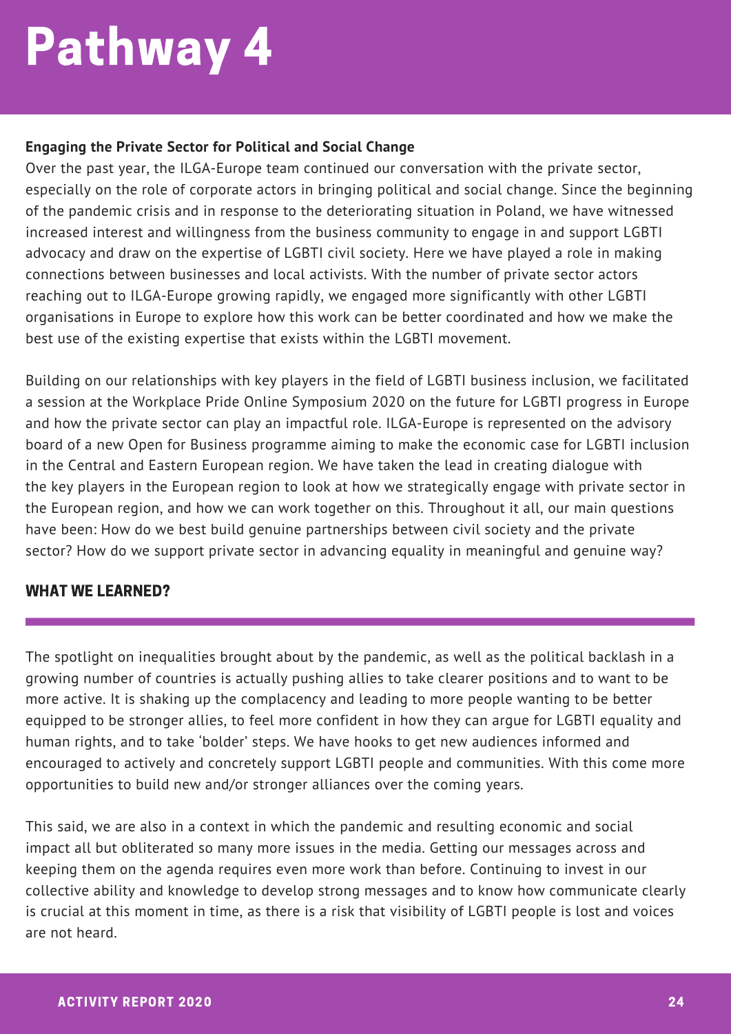# Pathway 4

**Engaging the Private Sector for Political and Social Change**

Over the past year, the ILGA-Europe team continued our conversation with the private sector, especially on the role of corporate actors in bringing political and social change. Since the beginning of the pandemic crisis and in response to the deteriorating situation in Poland, we have witnessed increased interest and willingness from the business community to engage in and support LGBTI advocacy and draw on the expertise of LGBTI civil society. Here we have played a role in making connections between businesses and local activists. With the number of private sector actors reaching out to ILGA-Europe growing rapidly, we engaged more significantly with other LGBTI organisations in Europe to explore how this work can be better coordinated and how we make the best use of the existing expertise that exists within the LGBTI movement.

Building on our relationships with key players in the field of LGBTI business inclusion, we facilitated a session at the Workplace Pride Online Symposium 2020 on the future for LGBTI progress in Europe and how the private sector can play an impactful role. ILGA-Europe is represented on the advisory board of a new Open for Business programme aiming to make the economic case for LGBTI inclusion in the Central and Eastern European region. We have taken the lead in creating dialogue with the key players in the European region to look at how we strategically engage with private sector in the European region, and how we can work together on this. Throughout it all, our main questions have been: How do we best build genuine partnerships between civil society and the private sector? How do we support private sector in advancing equality in meaningful and genuine way?

## WHAT WE LEARNED?

The spotlight on inequalities brought about by the pandemic, as well as the political backlash in a growing number of countries is actually pushing allies to take clearer positions and to want to be more active. It is shaking up the complacency and leading to more people wanting to be better equipped to be stronger allies, to feel more confident in how they can argue for LGBTI equality and human rights, and to take 'bolder' steps. We have hooks to get new audiences informed and encouraged to actively and concretely support LGBTI people and communities. With this come more opportunities to build new and/or stronger alliances over the coming years.

This said, we are also in a context in which the pandemic and resulting economic and social impact all but obliterated so many more issues in the media. Getting our messages across and keeping them on the agenda requires even more work than before. Continuing to invest in our collective ability and knowledge to develop strong messages and to know how communicate clearly is crucial at this moment in time, as there is a risk that visibility of LGBTI people is lost and voices are not heard.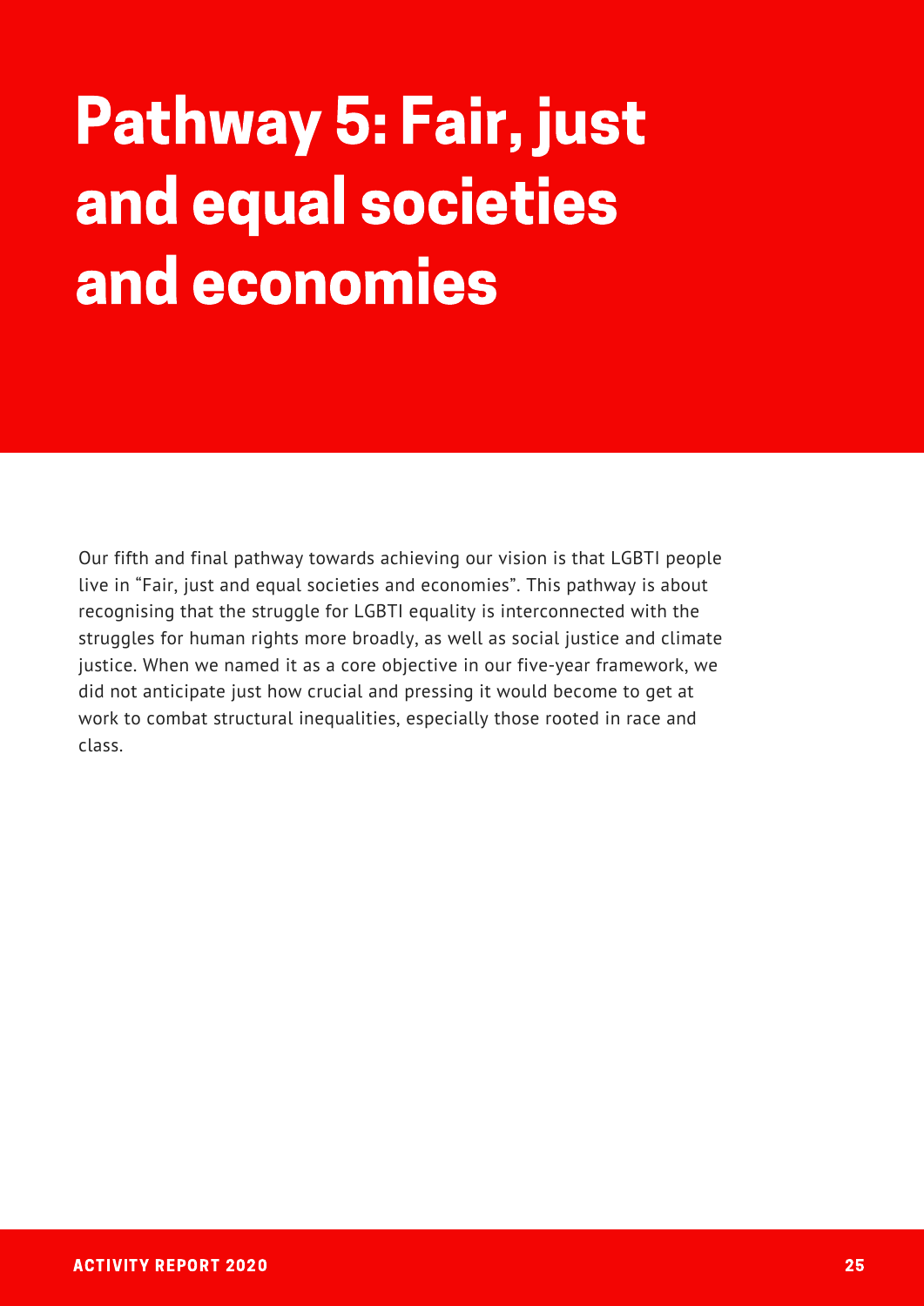# Pathway 5: Fair, just and equal societies and economies

Our fifth and final pathway towards achieving our vision is that LGBTI people live in "Fair, just and equal societies and economies". This pathway is about recognising that the struggle for LGBTI equality is interconnected with the struggles for human rights more broadly, as well as social justice and climate justice. When we named it as a core objective in our five-year framework, we did not anticipate just how crucial and pressing it would become to get at work to combat structural inequalities, especially those rooted in race and class.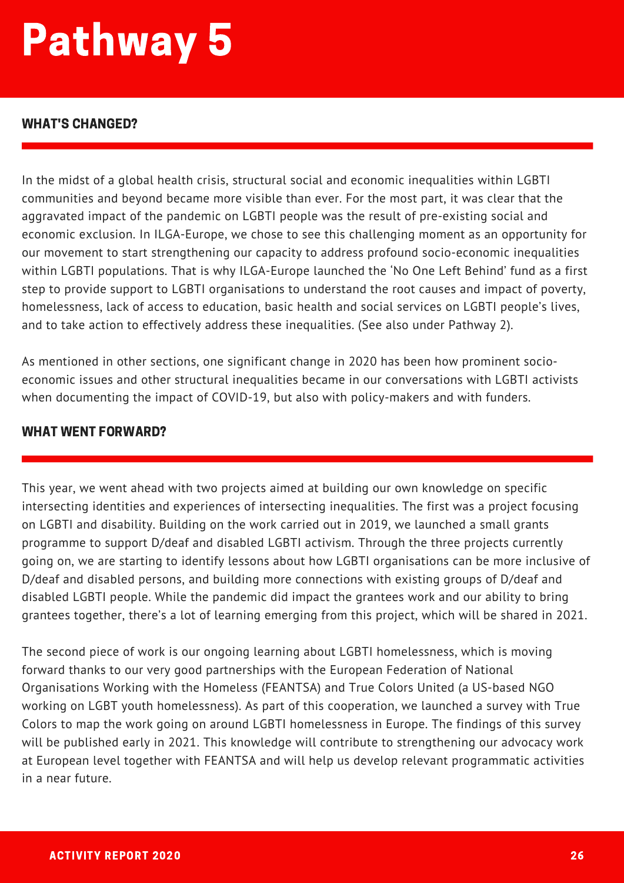# Pathway 5

## WHAT'S CHANGED?

In the midst of a global health crisis, structural social and economic inequalities within LGBTI communities and beyond became more visible than ever. For the most part, it was clear that the aggravated impact of the pandemic on LGBTI people was the result of pre-existing social and economic exclusion. In ILGA-Europe, we chose to see this challenging moment as an opportunity for our movement to start strengthening our capacity to address profound socio-economic inequalities within LGBTI populations. That is why ILGA-Europe launched the 'No One Left Behind' fund as a first step to provide support to LGBTI organisations to understand the root causes and impact of poverty, homelessness, lack of access to education, basic health and social services on LGBTI people's lives, and to take action to effectively address these inequalities. (See also under Pathway 2).

As mentioned in other sections, one significant change in 2020 has been how prominent socio-economic issues and other structural inequalities became in our conversations with LGBTI activists when documenting the impact of COVID-19, but also with policy-makers and with funders.

## WHAT WENT FORWARD?

This year, we went ahead with two projects aimed at building our own knowledge on specific intersecting identities and experiences of intersecting inequalities. The first was a project focusing on LGBTI and disability. Building on the work carried out in 2019, we launched a small grants programme to support D/deaf and disabled LGBTI activism. Through the three projects currently going on, we are starting to identify lessons about how LGBTI organisations can be more inclusive of D/deaf and disabled persons, and building more connections with existing groups of D/deaf and disabled LGBTI people. While the pandemic did impact the grantees work and our ability to bring grantees together, there's a lot of learning emerging from this project, which will be shared in 2021.

The second piece of work is our ongoing learning about LGBTI homelessness, which is moving forward thanks to our very good partnerships with the European Federation of National Organisations Working with the Homeless (FEANTSA) and True Colors United (a US-based NGO working on LGBT youth homelessness). As part of this cooperation, we launched a survey with True Colors to map the work going on around LGBTI homelessness in Europe. The findings of this survey will be published early in 2021. This knowledge will contribute to strengthening our advocacy work at European level together with FEANTSA and will help us develop relevant programmatic activities in a near future.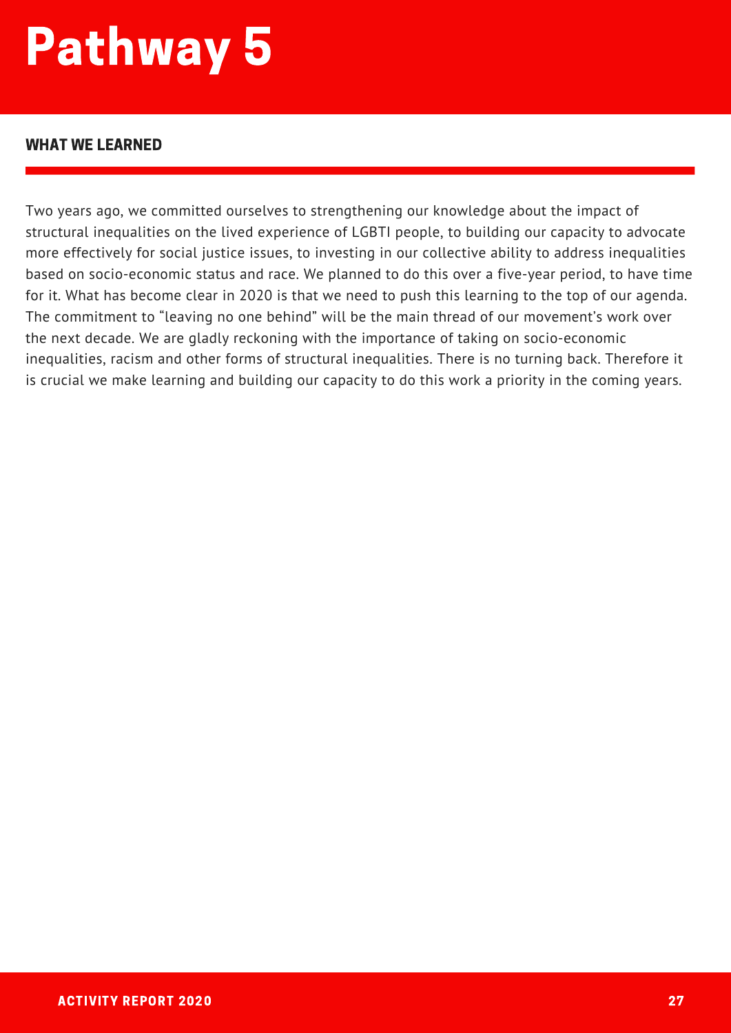# Pathway 5

## WHAT WE LEARNED

Two years ago, we committed ourselves to strengthening our knowledge about the impact of structural inequalities on the lived experience of LGBTI people, to building our capacity to advocate more effectively for social justice issues, to investing in our collective ability to address inequalities based on socio-economic status and race. We planned to do this over a five-year period, to have time for it. What has become clear in 2020 is that we need to push this learning to the top of our agenda. The commitment to "leaving no one behind" will be the main thread of our movement's work over the next decade. We are gladly reckoning with the importance of taking on socio-economic inequalities, racism and other forms of structural inequalities. There is no turning back. Therefore it is crucial we make learning and building our capacity to do this work a priority in the coming years.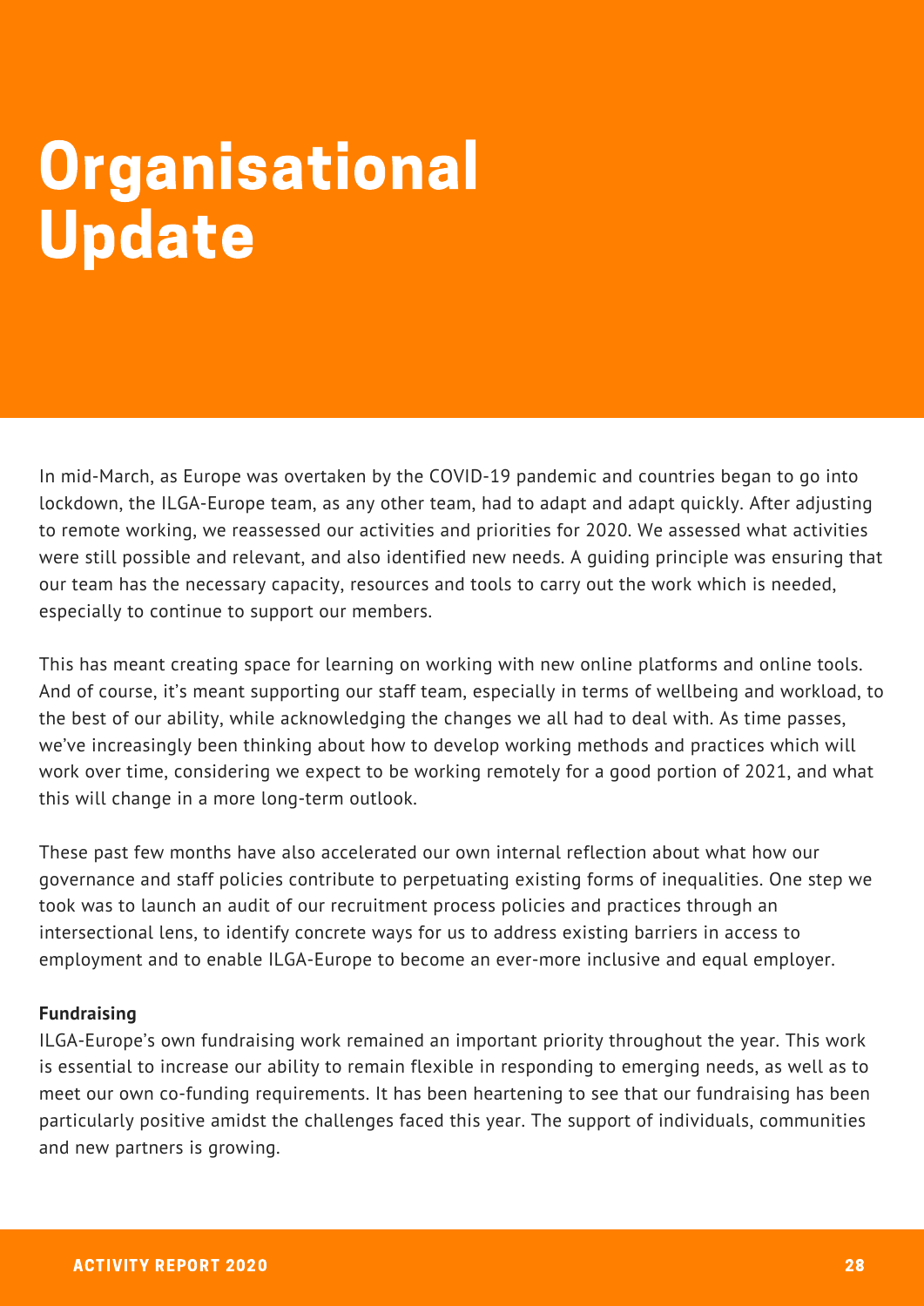# Organisational Update

In mid-March, as Europe was overtaken by the COVID-19 pandemic and countries began to go into lockdown, the ILGA-Europe team, as any other team, had to adapt and adapt quickly. After adjusting to remote working, we reassessed our activities and priorities for 2020. We assessed what activities were still possible and relevant, and also identified new needs. A guiding principle was ensuring that our team has the necessary capacity, resources and tools to carry out the work which is needed, especially to continue to support our members.

This has meant creating space for learning on working with new online platforms and online tools. And of course, it's meant supporting our staff team, especially in terms of wellbeing and workload, to the best of our ability, while acknowledging the changes we all had to deal with. As time passes, we've increasingly been thinking about how to develop working methods and practices which will work over time, considering we expect to be working remotely for a good portion of 2021, and what this will change in a more long-term outlook.

These past few months have also accelerated our own internal reflection about what how our governance and staff policies contribute to perpetuating existing forms of inequalities. One step we took was to launch an audit of our recruitment process policies and practices through an intersectional lens, to identify concrete ways for us to address existing barriers in access to employment and to enable ILGA-Europe to become an ever-more inclusive and equal employer.

**Fundraising**

ILGA-Europe's own fundraising work remained an important priority throughout the year. This work is essential to increase our ability to remain flexible in responding to emerging needs, as well as to meet our own co-funding requirements. It has been heartening to see that our fundraising has been particularly positive amidst the challenges faced this year. The support of individuals, communities and new partners is growing.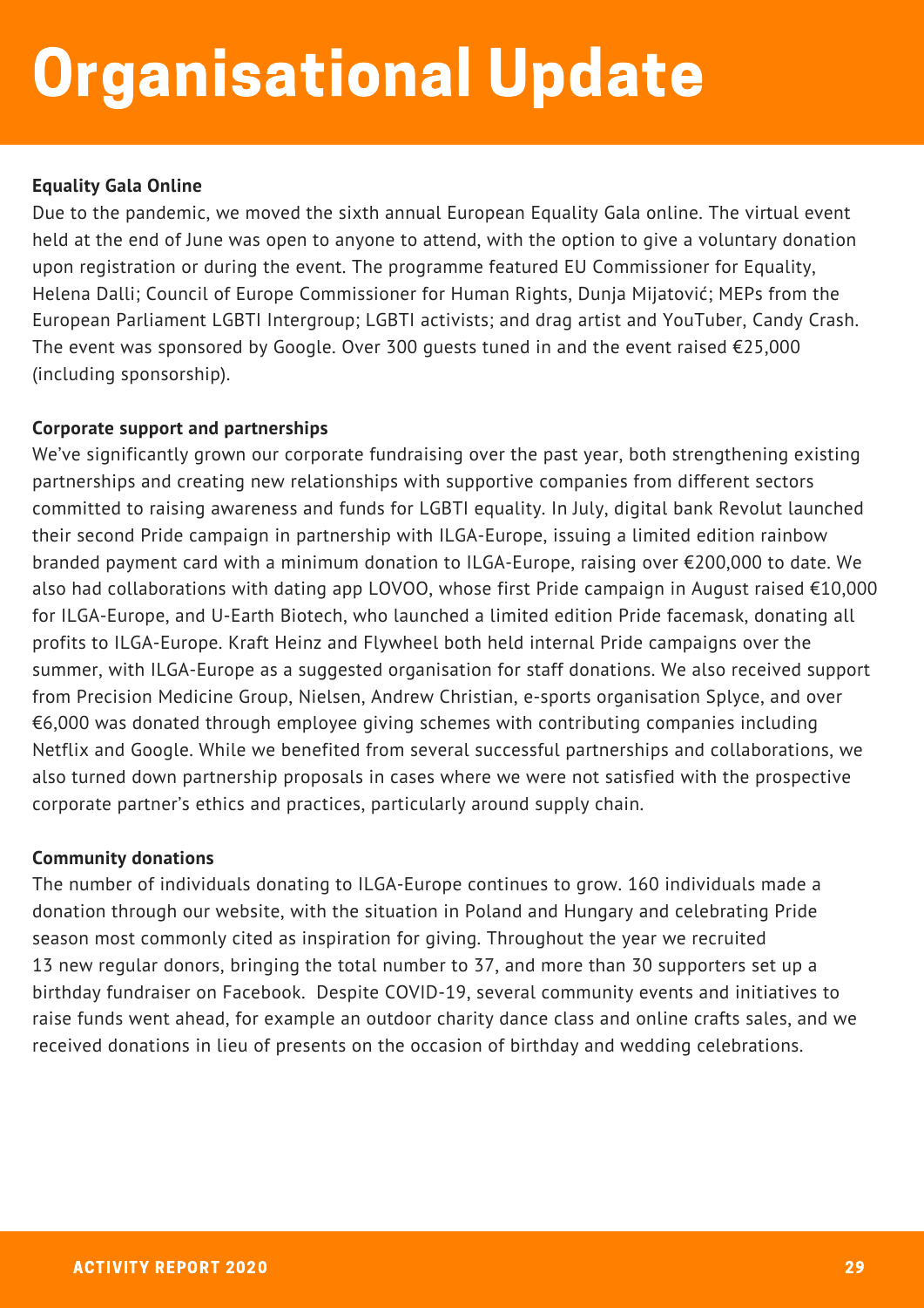# Organisational Update

**Equality Gala Online**

Due to the pandemic, we moved the sixth annual European Equality Gala online. The virtual event held at the end of June was open to anyone to attend, with the option to give a voluntary donation upon registration or during the event. The programme featured EU Commissioner for Equality, Helena Dalli; Council of Europe Commissioner for Human Rights, Dunja Mijatović; MEPs from the European Parliament LGBTI Intergroup; LGBTI activists; and drag artist and YouTuber, Candy Crash. The event was sponsored by Google. Over 300 guests tuned in and the event raised €25,000 (including sponsorship).

**Corporate support and partnerships**

We've significantly grown our corporate fundraising over the past year, both strengthening existing partnerships and creating new relationships with supportive companies from different sectors committed to raising awareness and funds for LGBTI equality. In July, digital bank Revolut launched their second Pride campaign in partnership with ILGA-Europe, issuing a limited edition rainbow branded payment card with a minimum donation to ILGA-Europe, raising over €200,000 to date. We also had collaborations with dating app LOVOO, whose first Pride campaign in August raised €10,000 for ILGA-Europe, and U-Earth Biotech, who launched a limited edition Pride facemask, donating all profits to ILGA-Europe. Kraft Heinz and Flywheel both held internal Pride campaigns over the summer, with ILGA-Europe as a suggested organisation for staff donations. We also received support from Precision Medicine Group, Nielsen, Andrew Christian, e-sports organisation Splyce, and over €6,000 was donated through employee giving schemes with contributing companies including Netflix and Google. While we benefited from several successful partnerships and collaborations, we also turned down partnership proposals in cases where we were not satisfied with the prospective corporate partner's ethics and practices, particularly around supply chain.

**Community donations**

The number of individuals donating to ILGA-Europe continues to grow. 160 individuals made a donation through our website, with the situation in Poland and Hungary and celebrating Pride season most commonly cited as inspiration for giving. Throughout the year we recruited 13 new regular donors, bringing the total number to 37, and more than 30 supporters set up a birthday fundraiser on Facebook. Despite COVID-19, several community events and initiatives to raise funds went ahead, for example an outdoor charity dance class and online crafts sales, and we received donations in lieu of presents on the occasion of birthday and wedding celebrations.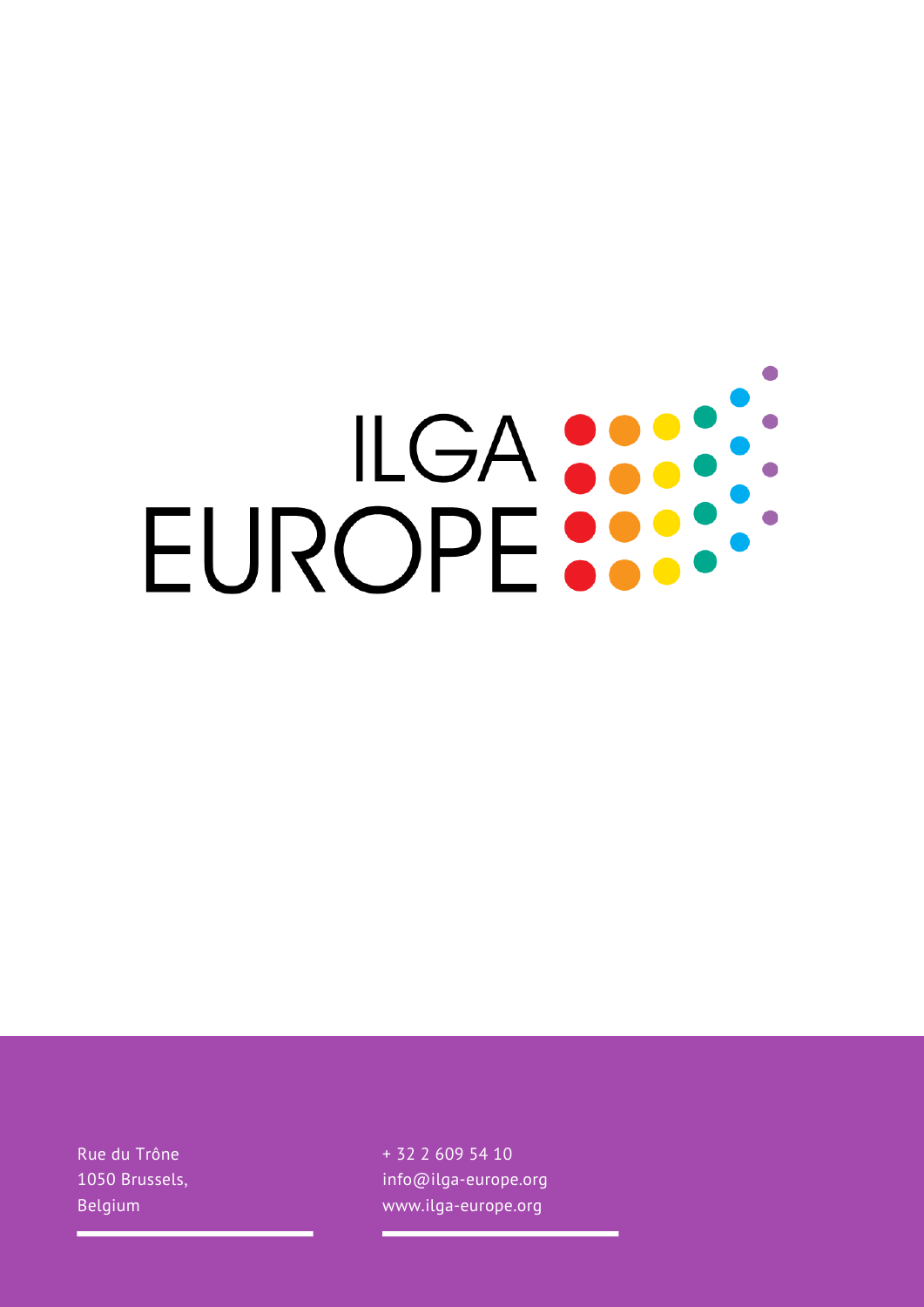ILGA EUROPE

Rue du Trône
1050 Brussels,
Belgium

+ 32 2 609 54 10
info@ilga-europe.org
www.ilga-europe.org